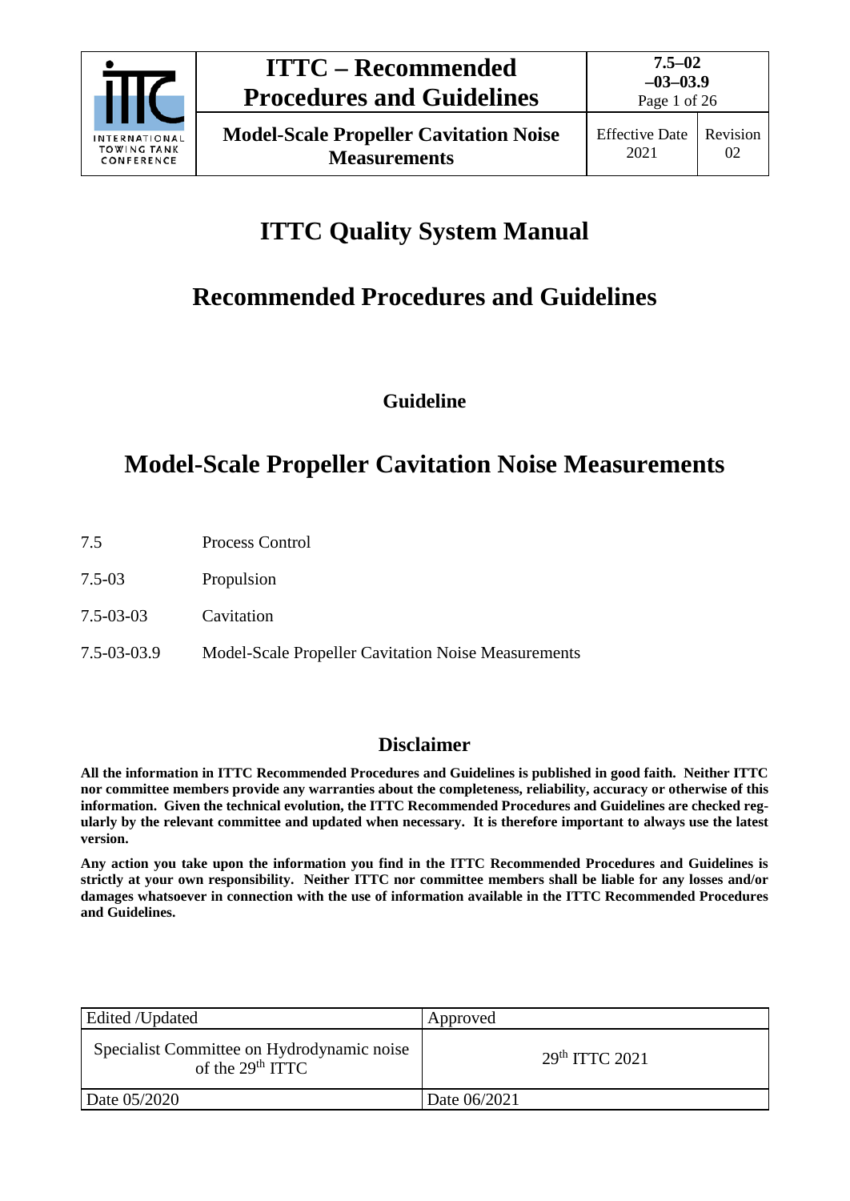# ITTC Quality System Manual

## Recommended Procedures and Guidelines

### Guideline

## Model-Scale Propeller Cavitation Noise Measurements

| | |
|---|---|
| 7.5 | Process Control |
| 7.5-03 | Propulsion |
| 7.5-03-03 | Cavitation |
| 7.5-03-03.9 | Model-Scale Propeller Cavitation Noise Measurements |

### Disclaimer

**All the information in ITTC Recommended Procedures and Guidelines is published in good faith. Neither ITTC nor committee members provide any warranties about the completeness, reliability, accuracy or otherwise of this information. Given the technical evolution, the ITTC Recommended Procedures and Guidelines are checked regularly by the relevant committee and updated when necessary. It is therefore important to always use the latest version.**

**Any action you take upon the information you find in the ITTC Recommended Procedures and Guidelines is strictly at your own responsibility. Neither ITTC nor committee members shall be liable for any losses and/or damages whatsoever in connection with the use of information available in the ITTC Recommended Procedures and Guidelines.**

| Edited /Updated | Approved |
|---|---|
| Specialist Committee on Hydrodynamic noise of the 29th ITTC | 29th ITTC 2021 |
| Date 05/2020 | Date 06/2021 |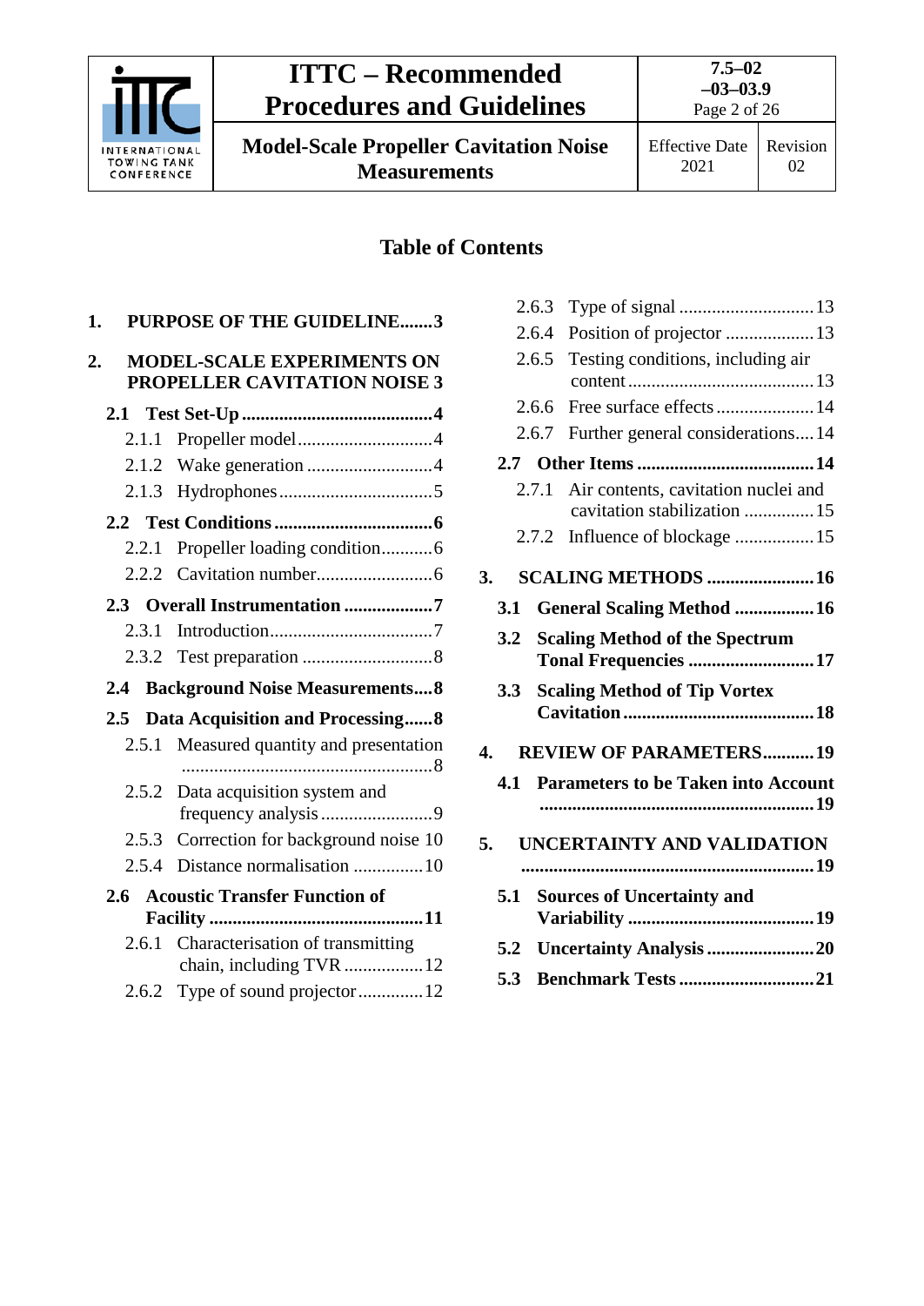## Table of Contents

1. **PURPOSE OF THE GUIDELINE** .......3
2. **MODEL-SCALE EXPERIMENTS ON PROPELLER CAVITATION NOISE** 3
   - **2.1 Test Set-Up** .......4
     - 2.1.1 Propeller model .......4
     - 2.1.2 Wake generation .......4
     - 2.1.3 Hydrophones .......5
   - **2.2 Test Conditions** .......6
     - 2.2.1 Propeller loading condition .......6
     - 2.2.2 Cavitation number .......6
   - **2.3 Overall Instrumentation** .......7
     - 2.3.1 Introduction .......7
     - 2.3.2 Test preparation .......8
   - **2.4 Background Noise Measurements** .......8
   - **2.5 Data Acquisition and Processing** .......8
     - 2.5.1 Measured quantity and presentation .......8
     - 2.5.2 Data acquisition system and frequency analysis .......9
     - 2.5.3 Correction for background noise 10
     - 2.5.4 Distance normalisation .......10
   - **2.6 Acoustic Transfer Function of Facility** .......11
     - 2.6.1 Characterisation of transmitting chain, including TVR .......12
     - 2.6.2 Type of sound projector .......12
     - 2.6.3 Type of signal .......13
     - 2.6.4 Position of projector .......13
     - 2.6.5 Testing conditions, including air content .......13
     - 2.6.6 Free surface effects .......14
     - 2.6.7 Further general considerations .......14
   - **2.7 Other Items** .......14
     - 2.7.1 Air contents, cavitation nuclei and cavitation stabilization .......15
     - 2.7.2 Influence of blockage .......15
3. **SCALING METHODS** .......16
   - **3.1 General Scaling Method** .......16
   - **3.2 Scaling Method of the Spectrum Tonal Frequencies** .......17
   - **3.3 Scaling Method of Tip Vortex Cavitation** .......18
4. **REVIEW OF PARAMETERS** .......19
   - **4.1 Parameters to be Taken into Account** .......19
5. **UNCERTAINTY AND VALIDATION** .......19
   - **5.1 Sources of Uncertainty and Variability** .......19
   - **5.2 Uncertainty Analysis** .......20
   - **5.3 Benchmark Tests** .......21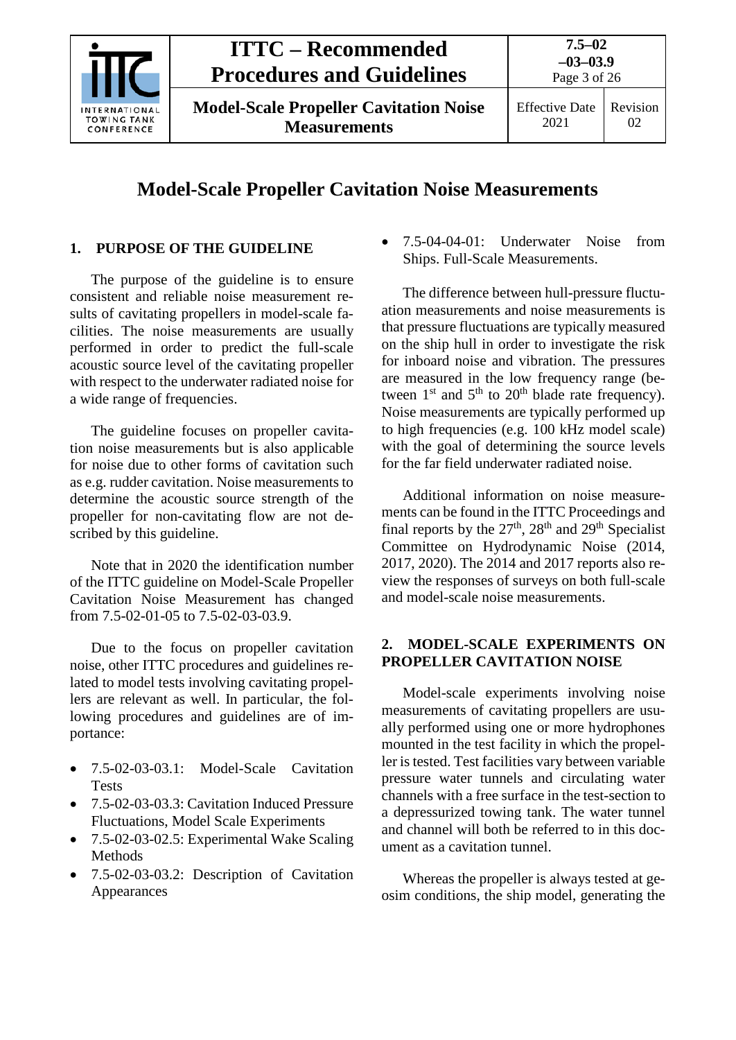# Model-Scale Propeller Cavitation Noise Measurements

## 1. PURPOSE OF THE GUIDELINE

The purpose of the guideline is to ensure consistent and reliable noise measurement results of cavitating propellers in model-scale facilities. The noise measurements are usually performed in order to predict the full-scale acoustic source level of the cavitating propeller with respect to the underwater radiated noise for a wide range of frequencies.

The guideline focuses on propeller cavitation noise measurements but is also applicable for noise due to other forms of cavitation such as e.g. rudder cavitation. Noise measurements to determine the acoustic source strength of the propeller for non-cavitating flow are not described by this guideline.

Note that in 2020 the identification number of the ITTC guideline on Model-Scale Propeller Cavitation Noise Measurement has changed from 7.5-02-01-05 to 7.5-02-03-03.9.

Due to the focus on propeller cavitation noise, other ITTC procedures and guidelines related to model tests involving cavitating propellers are relevant as well. In particular, the following procedures and guidelines are of importance:

- 7.5-02-03-03.1: Model-Scale Cavitation Tests
- 7.5-02-03-03.3: Cavitation Induced Pressure Fluctuations, Model Scale Experiments
- 7.5-02-03-02.5: Experimental Wake Scaling Methods
- 7.5-02-03-03.2: Description of Cavitation Appearances
- 7.5-04-04-01: Underwater Noise from Ships. Full-Scale Measurements.

The difference between hull-pressure fluctuation measurements and noise measurements is that pressure fluctuations are typically measured on the ship hull in order to investigate the risk for inboard noise and vibration. The pressures are measured in the low frequency range (between 1st and 5th to 20th blade rate frequency). Noise measurements are typically performed up to high frequencies (e.g. 100 kHz model scale) with the goal of determining the source levels for the far field underwater radiated noise.

Additional information on noise measurements can be found in the ITTC Proceedings and final reports by the 27th, 28th and 29th Specialist Committee on Hydrodynamic Noise (2014, 2017, 2020). The 2014 and 2017 reports also review the responses of surveys on both full-scale and model-scale noise measurements.

## 2. MODEL-SCALE EXPERIMENTS ON PROPELLER CAVITATION NOISE

Model-scale experiments involving noise measurements of cavitating propellers are usually performed using one or more hydrophones mounted in the test facility in which the propeller is tested. Test facilities vary between variable pressure water tunnels and circulating water channels with a free surface in the test-section to a depressurized towing tank. The water tunnel and channel will both be referred to in this document as a cavitation tunnel.

Whereas the propeller is always tested at geosim conditions, the ship model, generating the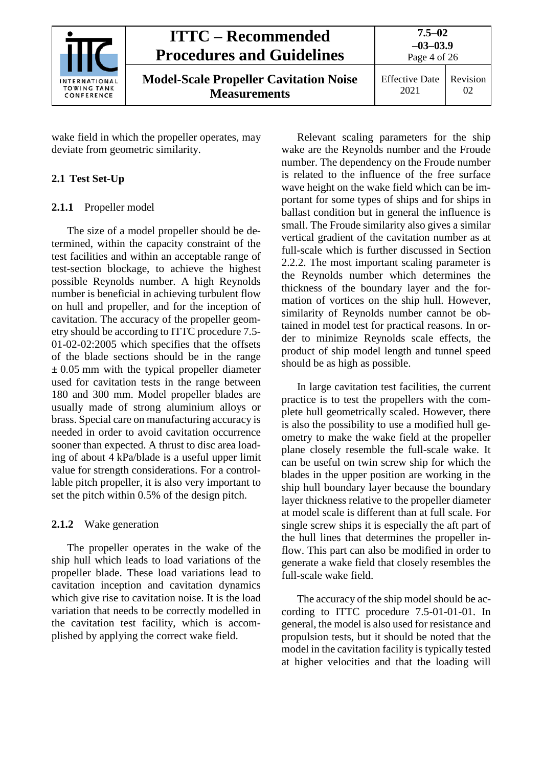wake field in which the propeller operates, may deviate from geometric similarity.

## 2.1 Test Set-Up

### 2.1.1 Propeller model

The size of a model propeller should be determined, within the capacity constraint of the test facilities and within an acceptable range of test-section blockage, to achieve the highest possible Reynolds number. A high Reynolds number is beneficial in achieving turbulent flow on hull and propeller, and for the inception of cavitation. The accuracy of the propeller geometry should be according to ITTC procedure 7.5-01-02-02:2005 which specifies that the offsets of the blade sections should be in the range $\pm$ 0.05 mm with the typical propeller diameter used for cavitation tests in the range between 180 and 300 mm. Model propeller blades are usually made of strong aluminium alloys or brass. Special care on manufacturing accuracy is needed in order to avoid cavitation occurrence sooner than expected. A thrust to disc area loading of about 4 kPa/blade is a useful upper limit value for strength considerations. For a controllable pitch propeller, it is also very important to set the pitch within 0.5% of the design pitch.

### 2.1.2 Wake generation

The propeller operates in the wake of the ship hull which leads to load variations of the propeller blade. These load variations lead to cavitation inception and cavitation dynamics which give rise to cavitation noise. It is the load variation that needs to be correctly modelled in the cavitation test facility, which is accomplished by applying the correct wake field.

Relevant scaling parameters for the ship wake are the Reynolds number and the Froude number. The dependency on the Froude number is related to the influence of the free surface wave height on the wake field which can be important for some types of ships and for ships in ballast condition but in general the influence is small. The Froude similarity also gives a similar vertical gradient of the cavitation number as at full-scale which is further discussed in Section 2.2.2. The most important scaling parameter is the Reynolds number which determines the thickness of the boundary layer and the formation of vortices on the ship hull. However, similarity of Reynolds number cannot be obtained in model test for practical reasons. In order to minimize Reynolds scale effects, the product of ship model length and tunnel speed should be as high as possible.

In large cavitation test facilities, the current practice is to test the propellers with the complete hull geometrically scaled. However, there is also the possibility to use a modified hull geometry to make the wake field at the propeller plane closely resemble the full-scale wake. It can be useful on twin screw ship for which the blades in the upper position are working in the ship hull boundary layer because the boundary layer thickness relative to the propeller diameter at model scale is different than at full scale. For single screw ships it is especially the aft part of the hull lines that determines the propeller inflow. This part can also be modified in order to generate a wake field that closely resembles the full-scale wake field.

The accuracy of the ship model should be according to ITTC procedure 7.5-01-01-01. In general, the model is also used for resistance and propulsion tests, but it should be noted that the model in the cavitation facility is typically tested at higher velocities and that the loading will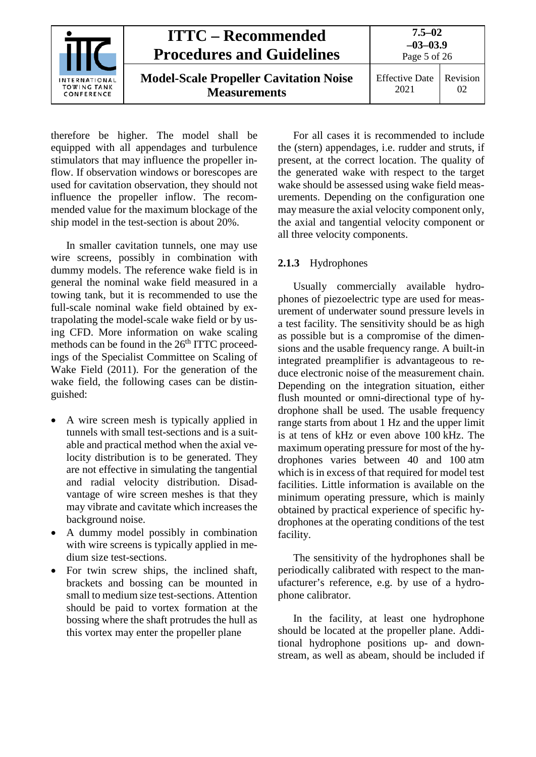therefore be higher. The model shall be equipped with all appendages and turbulence stimulators that may influence the propeller inflow. If observation windows or borescopes are used for cavitation observation, they should not influence the propeller inflow. The recommended value for the maximum blockage of the ship model in the test-section is about 20%.

In smaller cavitation tunnels, one may use wire screens, possibly in combination with dummy models. The reference wake field is in general the nominal wake field measured in a towing tank, but it is recommended to use the full-scale nominal wake field obtained by extrapolating the model-scale wake field or by using CFD. More information on wake scaling methods can be found in the 26th ITTC proceedings of the Specialist Committee on Scaling of Wake Field (2011). For the generation of the wake field, the following cases can be distinguished:

- A wire screen mesh is typically applied in tunnels with small test-sections and is a suitable and practical method when the axial velocity distribution is to be generated. They are not effective in simulating the tangential and radial velocity distribution. Disadvantage of wire screen meshes is that they may vibrate and cavitate which increases the background noise.
- A dummy model possibly in combination with wire screens is typically applied in medium size test-sections.
- For twin screw ships, the inclined shaft, brackets and bossing can be mounted in small to medium size test-sections. Attention should be paid to vortex formation at the bossing where the shaft protrudes the hull as this vortex may enter the propeller plane

For all cases it is recommended to include the (stern) appendages, i.e. rudder and struts, if present, at the correct location. The quality of the generated wake with respect to the target wake should be assessed using wake field measurements. Depending on the configuration one may measure the axial velocity component only, the axial and tangential velocity component or all three velocity components.

### 2.1.3 Hydrophones

Usually commercially available hydrophones of piezoelectric type are used for measurement of underwater sound pressure levels in a test facility. The sensitivity should be as high as possible but is a compromise of the dimensions and the usable frequency range. A built-in integrated preamplifier is advantageous to reduce electronic noise of the measurement chain. Depending on the integration situation, either flush mounted or omni-directional type of hydrophone shall be used. The usable frequency range starts from about 1 Hz and the upper limit is at tens of kHz or even above 100 kHz. The maximum operating pressure for most of the hydrophones varies between 40 and 100 atm which is in excess of that required for model test facilities. Little information is available on the minimum operating pressure, which is mainly obtained by practical experience of specific hydrophones at the operating conditions of the test facility.

The sensitivity of the hydrophones shall be periodically calibrated with respect to the manufacturer's reference, e.g. by use of a hydrophone calibrator.

In the facility, at least one hydrophone should be located at the propeller plane. Additional hydrophone positions up- and downstream, as well as abeam, should be included if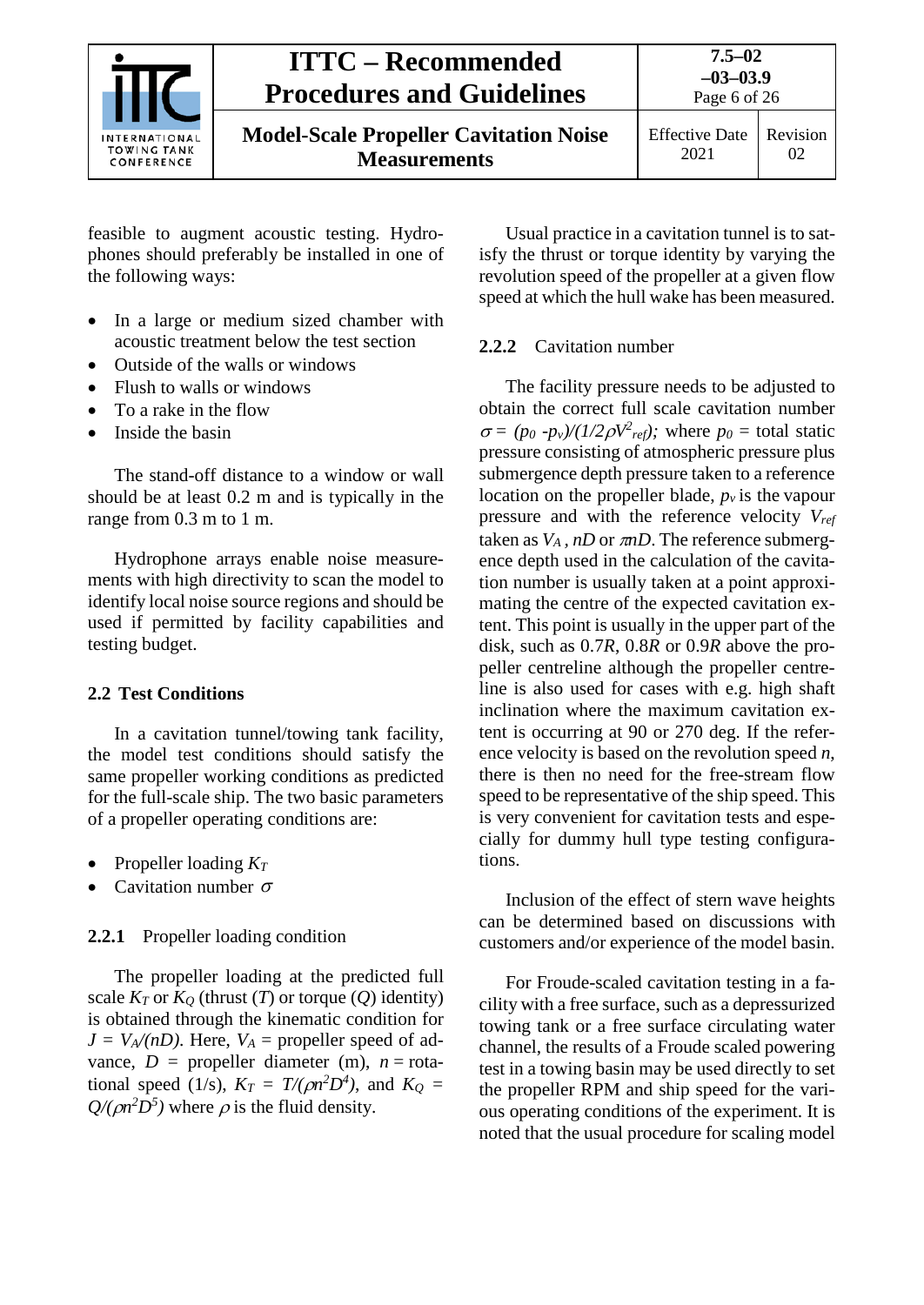feasible to augment acoustic testing. Hydrophones should preferably be installed in one of the following ways:

- In a large or medium sized chamber with acoustic treatment below the test section
- Outside of the walls or windows
- Flush to walls or windows
- To a rake in the flow
- Inside the basin

The stand-off distance to a window or wall should be at least 0.2 m and is typically in the range from 0.3 m to 1 m.

Hydrophone arrays enable noise measurements with high directivity to scan the model to identify local noise source regions and should be used if permitted by facility capabilities and testing budget.

## 2.2 Test Conditions

In a cavitation tunnel/towing tank facility, the model test conditions should satisfy the same propeller working conditions as predicted for the full-scale ship. The two basic parameters of a propeller operating conditions are:

- Propeller loading $K_T$
- Cavitation number $\sigma$

### 2.2.1 Propeller loading condition

The propeller loading at the predicted full scale $K_T$ or $K_Q$ (thrust ($T$) or torque ($Q$) identity) is obtained through the kinematic condition for $J = V_A/(nD)$. Here, $V_A$ = propeller speed of advance, $D$ = propeller diameter (m), $n$ = rotational speed (1/s), $K_T = T/(\rho n^2 D^4)$, and $K_Q = Q/(\rho n^2 D^5)$ where $\rho$ is the fluid density.

Usual practice in a cavitation tunnel is to satisfy the thrust or torque identity by varying the revolution speed of the propeller at a given flow speed at which the hull wake has been measured.

### 2.2.2 Cavitation number

The facility pressure needs to be adjusted to obtain the correct full scale cavitation number $\sigma = (p_0 - p_v)/(1/2 \rho V_{ref}^2)$; where $p_0$ = total static pressure consisting of atmospheric pressure plus submergence depth pressure taken to a reference location on the propeller blade, $p_v$ is the vapour pressure and with the reference velocity $V_{ref}$ taken as $V_A$, $nD$ or $\pi nD$. The reference submergence depth used in the calculation of the cavitation number is usually taken at a point approximating the centre of the expected cavitation extent. This point is usually in the upper part of the disk, such as 0.7$R$, 0.8$R$ or 0.9$R$ above the propeller centreline although the propeller centreline is also used for cases with e.g. high shaft inclination where the maximum cavitation extent is occurring at 90 or 270 deg. If the reference velocity is based on the revolution speed $n$, there is then no need for the free-stream flow speed to be representative of the ship speed. This is very convenient for cavitation tests and especially for dummy hull type testing configurations.

Inclusion of the effect of stern wave heights can be determined based on discussions with customers and/or experience of the model basin.

For Froude-scaled cavitation testing in a facility with a free surface, such as a depressurized towing tank or a free surface circulating water channel, the results of a Froude scaled powering test in a towing basin may be used directly to set the propeller RPM and ship speed for the various operating conditions of the experiment. It is noted that the usual procedure for scaling model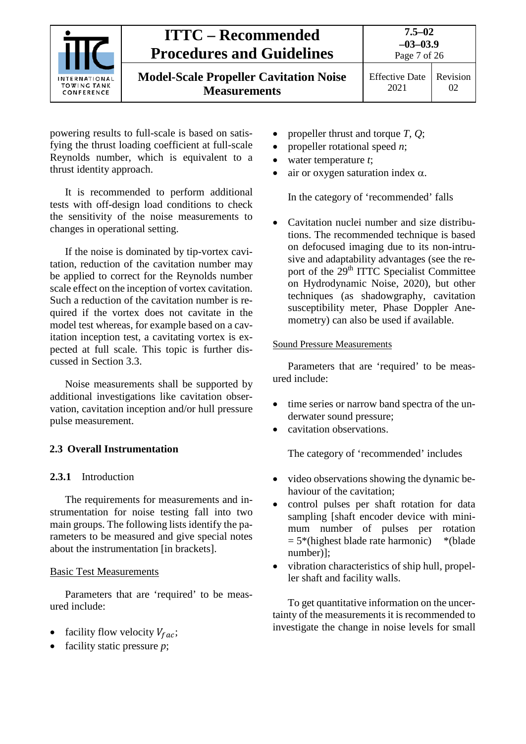powering results to full-scale is based on satisfying the thrust loading coefficient at full-scale Reynolds number, which is equivalent to a thrust identity approach.

It is recommended to perform additional tests with off-design load conditions to check the sensitivity of the noise measurements to changes in operational setting.

If the noise is dominated by tip-vortex cavitation, reduction of the cavitation number may be applied to correct for the Reynolds number scale effect on the inception of vortex cavitation. Such a reduction of the cavitation number is required if the vortex does not cavitate in the model test whereas, for example based on a cavitation inception test, a cavitating vortex is expected at full scale. This topic is further discussed in Section 3.3.

Noise measurements shall be supported by additional investigations like cavitation observation, cavitation inception and/or hull pressure pulse measurement.

### 2.3 Overall Instrumentation

#### 2.3.1 Introduction

The requirements for measurements and instrumentation for noise testing fall into two main groups. The following lists identify the parameters to be measured and give special notes about the instrumentation [in brackets].

Basic Test Measurements

Parameters that are 'required' to be measured include:

- facility flow velocity $V_{fac}$;
- facility static pressure $p$;
- propeller thrust and torque $T$, $Q$;
- propeller rotational speed $n$;
- water temperature $t$;
- air or oxygen saturation index $\alpha$.

In the category of 'recommended' falls

- Cavitation nuclei number and size distributions. The recommended technique is based on defocused imaging due to its non-intrusive and adaptability advantages (see the report of the 29th ITTC Specialist Committee on Hydrodynamic Noise, 2020), but other techniques (as shadowgraphy, cavitation susceptibility meter, Phase Doppler Anemometry) can also be used if available.

Sound Pressure Measurements

Parameters that are 'required' to be measured include:

- time series or narrow band spectra of the underwater sound pressure;
- cavitation observations.

The category of 'recommended' includes

- video observations showing the dynamic behaviour of the cavitation;
- control pulses per shaft rotation for data sampling [shaft encoder device with minimum number of pulses per rotation = 5*(highest blade rate harmonic) *(blade number)];
- vibration characteristics of ship hull, propeller shaft and facility walls.

To get quantitative information on the uncertainty of the measurements it is recommended to investigate the change in noise levels for small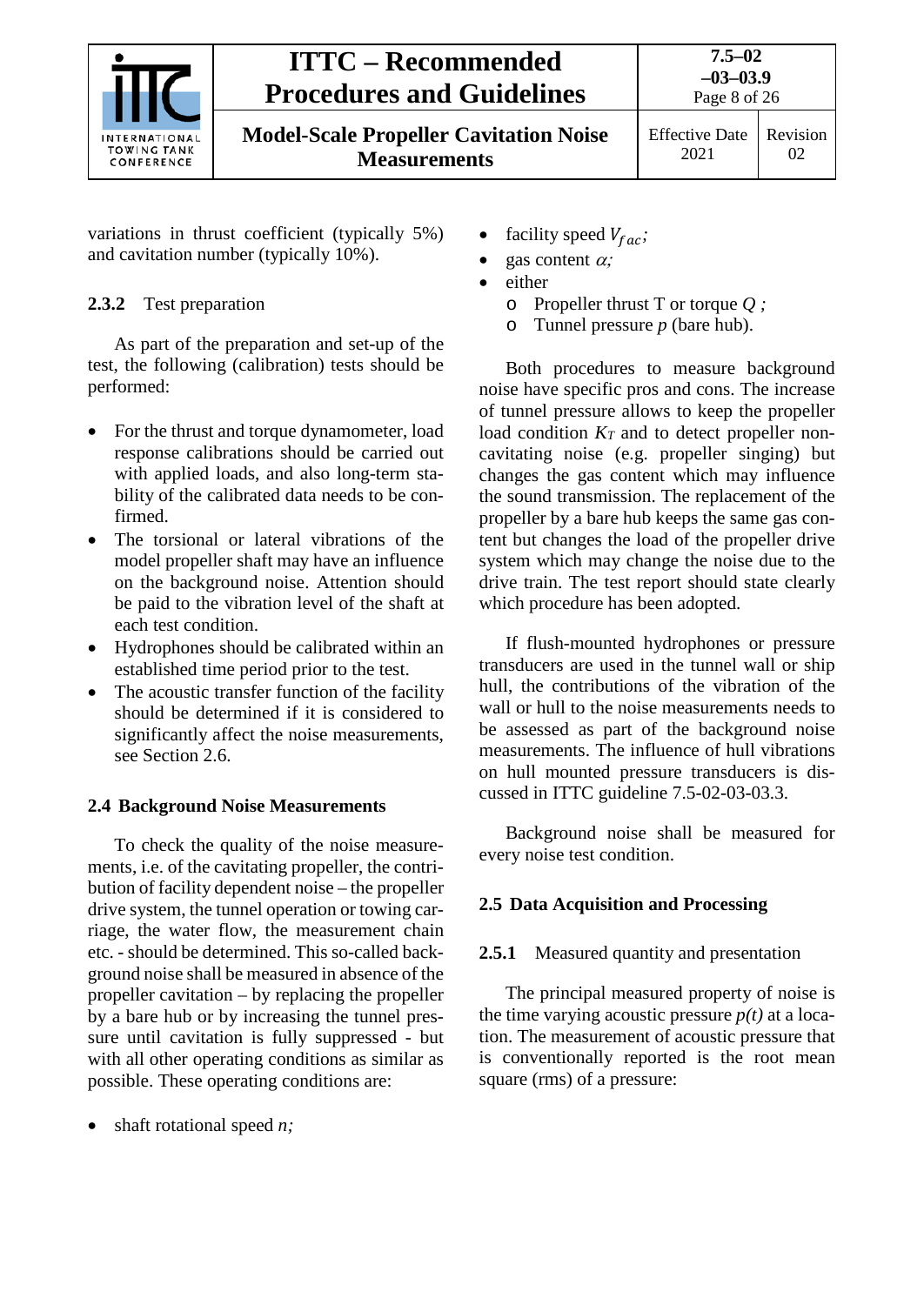variations in thrust coefficient (typically 5%) and cavitation number (typically 10%).

### 2.3.2 Test preparation

As part of the preparation and set-up of the test, the following (calibration) tests should be performed:

- For the thrust and torque dynamometer, load response calibrations should be carried out with applied loads, and also long-term stability of the calibrated data needs to be confirmed.
- The torsional or lateral vibrations of the model propeller shaft may have an influence on the background noise. Attention should be paid to the vibration level of the shaft at each test condition.
- Hydrophones should be calibrated within an established time period prior to the test.
- The acoustic transfer function of the facility should be determined if it is considered to significantly affect the noise measurements, see Section 2.6.

## 2.4 Background Noise Measurements

To check the quality of the noise measurements, i.e. of the cavitating propeller, the contribution of facility dependent noise – the propeller drive system, the tunnel operation or towing carriage, the water flow, the measurement chain etc. - should be determined. This so-called background noise shall be measured in absence of the propeller cavitation – by replacing the propeller by a bare hub or by increasing the tunnel pressure until cavitation is fully suppressed - but with all other operating conditions as similar as possible. These operating conditions are:

- shaft rotational speed $n$;
- facility speed $V_{fac}$;
- gas content $\alpha$;
- either
  - Propeller thrust T or torque $Q$ ;
  - Tunnel pressure $p$ (bare hub).

Both procedures to measure background noise have specific pros and cons. The increase of tunnel pressure allows to keep the propeller load condition $K_T$ and to detect propeller non-cavitating noise (e.g. propeller singing) but changes the gas content which may influence the sound transmission. The replacement of the propeller by a bare hub keeps the same gas content but changes the load of the propeller drive system which may change the noise due to the drive train. The test report should state clearly which procedure has been adopted.

If flush-mounted hydrophones or pressure transducers are used in the tunnel wall or ship hull, the contributions of the vibration of the wall or hull to the noise measurements needs to be assessed as part of the background noise measurements. The influence of hull vibrations on hull mounted pressure transducers is discussed in ITTC guideline 7.5-02-03-03.3.

Background noise shall be measured for every noise test condition.

## 2.5 Data Acquisition and Processing

### 2.5.1 Measured quantity and presentation

The principal measured property of noise is the time varying acoustic pressure $p(t)$ at a location. The measurement of acoustic pressure that is conventionally reported is the root mean square (rms) of a pressure: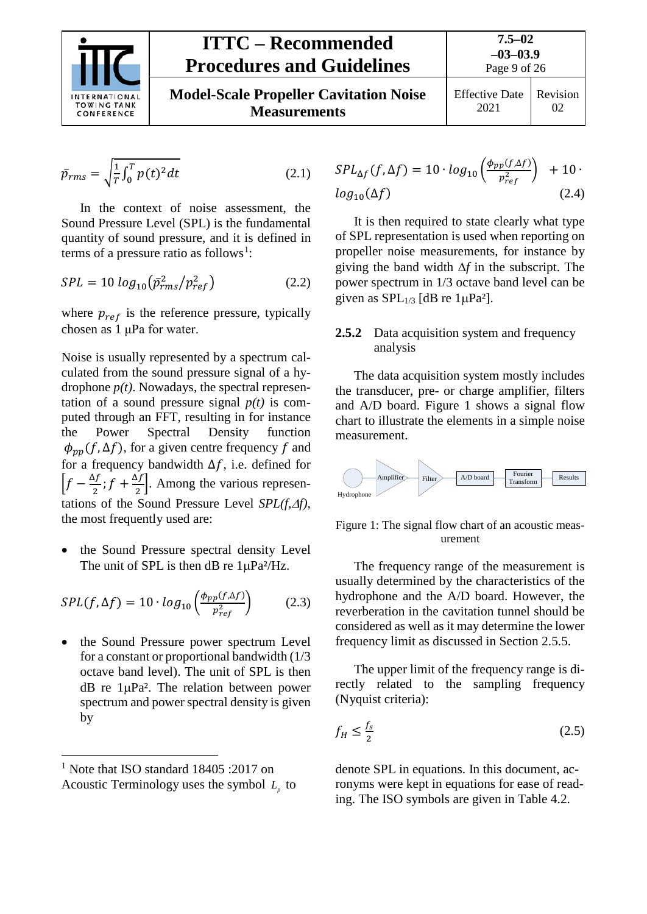$$\bar{p}_{rms} = \sqrt{\frac{1}{T}\int_0^T p(t)^2 dt} \tag{2.1}$$

In the context of noise assessment, the Sound Pressure Level (SPL) is the fundamental quantity of sound pressure, and it is defined in terms of a pressure ratio as follows[1]:

$$SPL = 10\ log_{10}\left(\bar{p}_{rms}^2/p_{ref}^2\right) \tag{2.2}$$

where $p_{ref}$ is the reference pressure, typically chosen as 1 μPa for water.

Noise is usually represented by a spectrum calculated from the sound pressure signal of a hydrophone *p(t)*. Nowadays, the spectral representation of a sound pressure signal *p(t)* is computed through an FFT, resulting in for instance the Power Spectral Density function $\phi_{pp}(f,\Delta f)$, for a given centre frequency $f$ and for a frequency bandwidth $\Delta f$, i.e. defined for $\left[f-\frac{\Delta f}{2}; f+\frac{\Delta f}{2}\right]$. Among the various representations of the Sound Pressure Level *SPL(f,Δf)*, the most frequently used are:

- the Sound Pressure spectral density Level The unit of SPL is then dB re 1μPa²/Hz.

$$SPL(f,\Delta f) = 10 \cdot log_{10}\left(\frac{\phi_{pp}(f,\Delta f)}{p_{ref}^2}\right) \tag{2.3}$$

- the Sound Pressure power spectrum Level for a constant or proportional bandwidth (1/3 octave band level). The unit of SPL is then dB re 1μPa². The relation between power spectrum and power spectral density is given by

$$SPL_{\Delta f}(f,\Delta f) = 10 \cdot log_{10}\left(\frac{\phi_{pp}(f,\Delta f)}{p_{ref}^2}\right) + 10 \cdot log_{10}(\Delta f) \tag{2.4}$$

It is then required to state clearly what type of SPL representation is used when reporting on propeller noise measurements, for instance by giving the band width $\Delta f$ in the subscript. The power spectrum in 1/3 octave band level can be given as $SPL_{1/3}$ [dB re 1μPa²].

### 2.5.2 Data acquisition system and frequency analysis

The data acquisition system mostly includes the transducer, pre- or charge amplifier, filters and A/D board. Figure 1 shows a signal flow chart to illustrate the elements in a simple noise measurement.

Hydrophone → Amplifier → Filter → A/D board → Fourier Transform → Results

Figure 1: The signal flow chart of an acoustic measurement

The frequency range of the measurement is usually determined by the characteristics of the hydrophone and the A/D board. However, the reverberation in the cavitation tunnel should be considered as well as it may determine the lower frequency limit as discussed in Section 2.5.5.

The upper limit of the frequency range is directly related to the sampling frequency (Nyquist criteria):

$$f_H \leq \frac{f_s}{2} \tag{2.5}$$

[1] Note that ISO standard 18405 :2017 on Acoustic Terminology uses the symbol $L_p$ to denote SPL in equations. In this document, acronyms were kept in equations for ease of reading. The ISO symbols are given in Table 4.2.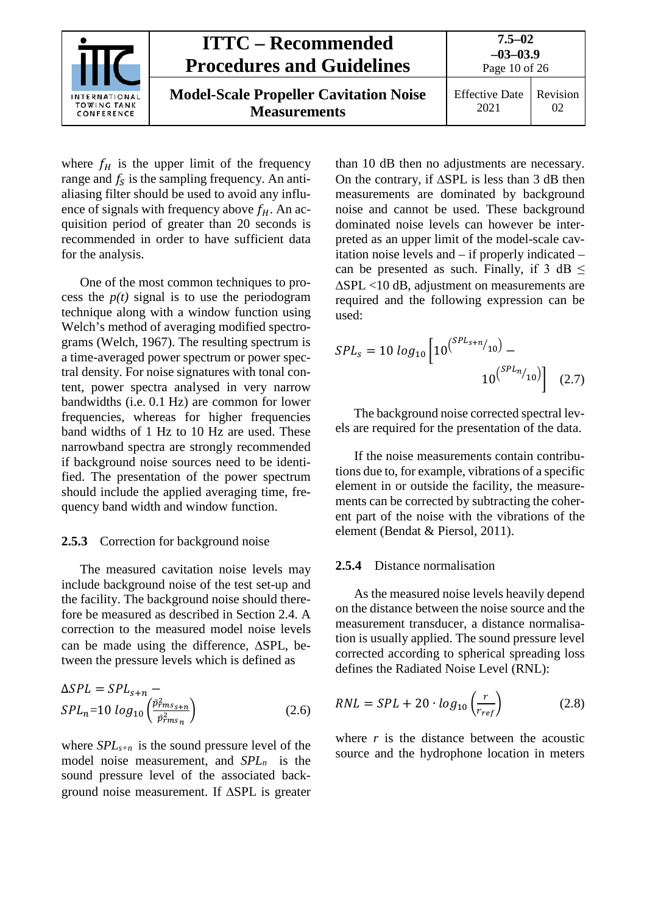where $f_H$ is the upper limit of the frequency range and $f_S$ is the sampling frequency. An anti-aliasing filter should be used to avoid any influence of signals with frequency above $f_H$. An acquisition period of greater than 20 seconds is recommended in order to have sufficient data for the analysis.

One of the most common techniques to process the *p(t)* signal is to use the periodogram technique along with a window function using Welch's method of averaging modified spectrograms (Welch, 1967). The resulting spectrum is a time-averaged power spectrum or power spectral density. For noise signatures with tonal content, power spectra analysed in very narrow bandwidths (i.e. 0.1 Hz) are common for lower frequencies, whereas for higher frequencies band widths of 1 Hz to 10 Hz are used. These narrowband spectra are strongly recommended if background noise sources need to be identified. The presentation of the power spectrum should include the applied averaging time, frequency band width and window function.

### 2.5.3 Correction for background noise

The measured cavitation noise levels may include background noise of the test set-up and the facility. The background noise should therefore be measured as described in Section 2.4. A correction to the measured model noise levels can be made using the difference, ΔSPL, between the pressure levels which is defined as

$$\Delta SPL = SPL_{s+n} - SPL_n = 10\ log_{10}\left(\frac{\bar{p}^2_{rms_{s+n}}}{\bar{p}^2_{rms_n}}\right) \qquad (2.6)$$

where $SPL_{s+n}$ is the sound pressure level of the model noise measurement, and $SPL_n$ is the sound pressure level of the associated background noise measurement. If ΔSPL is greater than 10 dB then no adjustments are necessary. On the contrary, if ΔSPL is less than 3 dB then measurements are dominated by background noise and cannot be used. These background dominated noise levels can however be interpreted as an upper limit of the model-scale cavitation noise levels and – if properly indicated – can be presented as such. Finally, if 3 dB ≤ ΔSPL <10 dB, adjustment on measurements are required and the following expression can be used:

$$SPL_s = 10\ log_{10}\left[10^{\left(SPL_{s+n}/10\right)} - 10^{\left(SPL_n/10\right)}\right] \qquad (2.7)$$

The background noise corrected spectral levels are required for the presentation of the data.

If the noise measurements contain contributions due to, for example, vibrations of a specific element in or outside the facility, the measurements can be corrected by subtracting the coherent part of the noise with the vibrations of the element (Bendat & Piersol, 2011).

### 2.5.4 Distance normalisation

As the measured noise levels heavily depend on the distance between the noise source and the measurement transducer, a distance normalisation is usually applied. The sound pressure level corrected according to spherical spreading loss defines the Radiated Noise Level (RNL):

$$RNL = SPL + 20 \cdot log_{10}\left(\frac{r}{r_{ref}}\right) \qquad (2.8)$$

where $r$ is the distance between the acoustic source and the hydrophone location in meters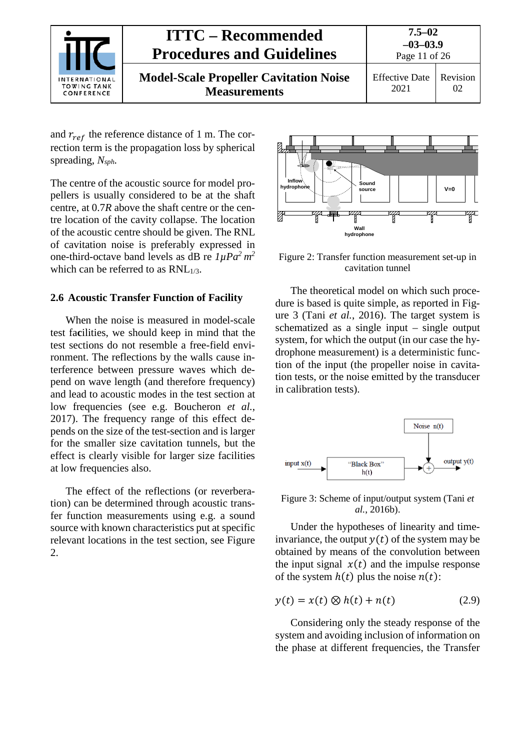and $r_{ref}$ the reference distance of 1 m. The correction term is the propagation loss by spherical spreading, $N_{sph}$.

The centre of the acoustic source for model propellers is usually considered to be at the shaft centre, at 0.7*R* above the shaft centre or the centre location of the cavity collapse. The location of the acoustic centre should be given. The RNL of cavitation noise is preferably expressed in one-third-octave band levels as dB re $1\mu Pa^2\, m^2$ which can be referred to as $RNL_{1/3}$.

## 2.6 Acoustic Transfer Function of Facility

When the noise is measured in model-scale test facilities, we should keep in mind that the test sections do not resemble a free-field environment. The reflections by the walls cause interference between pressure waves which depend on wave length (and therefore frequency) and lead to acoustic modes in the test section at low frequencies (see e.g. Boucheron *et al.*, 2017). The frequency range of this effect depends on the size of the test-section and is larger for the smaller size cavitation tunnels, but the effect is clearly visible for larger size facilities at low frequencies also.

The effect of the reflections (or reverberation) can be determined through acoustic transfer function measurements using e.g. a sound source with known characteristics put at specific relevant locations in the test section, see Figure 2.

Figure 2: Transfer function measurement set-up in cavitation tunnel

The theoretical model on which such procedure is based is quite simple, as reported in Figure 3 (Tani *et al.*, 2016). The target system is schematized as a single input – single output system, for which the output (in our case the hydrophone measurement) is a deterministic function of the input (the propeller noise in cavitation tests, or the noise emitted by the transducer in calibration tests).

Figure 3: Scheme of input/output system (Tani *et al.*, 2016b).

Under the hypotheses of linearity and time-invariance, the output $y(t)$ of the system may be obtained by means of the convolution between the input signal $x(t)$ and the impulse response of the system $h(t)$ plus the noise $n(t)$:

$$y(t) = x(t) \otimes h(t) + n(t) \tag{2.9}$$

Considering only the steady response of the system and avoiding inclusion of information on the phase at different frequencies, the Transfer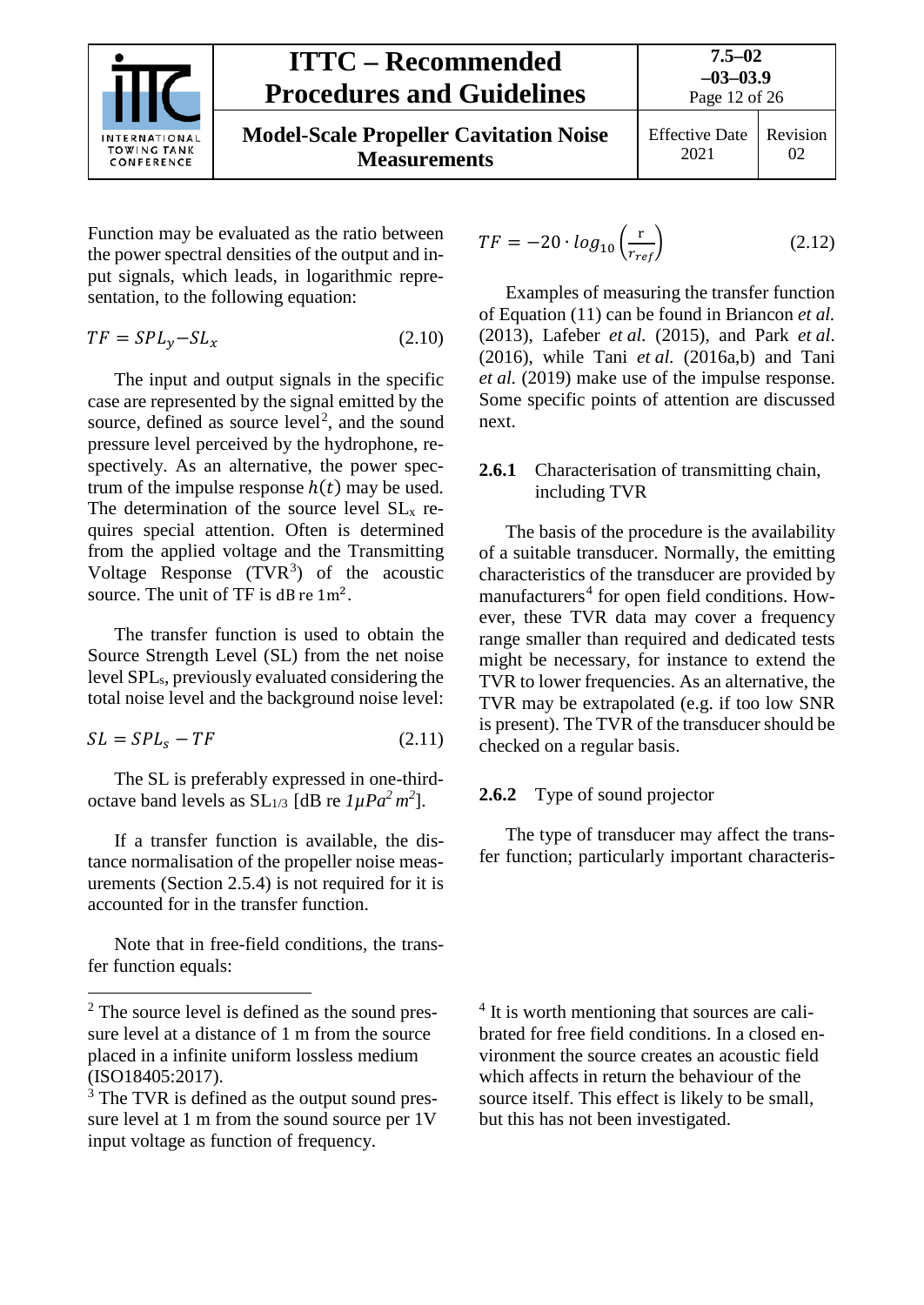Function may be evaluated as the ratio between the power spectral densities of the output and input signals, which leads, in logarithmic representation, to the following equation:

$$TF = SPL_y - SL_x \tag{2.10}$$

The input and output signals in the specific case are represented by the signal emitted by the source, defined as source level[2], and the sound pressure level perceived by the hydrophone, respectively. As an alternative, the power spectrum of the impulse response $h(t)$ may be used. The determination of the source level $SL_x$ requires special attention. Often is determined from the applied voltage and the Transmitting Voltage Response (TVR[3]) of the acoustic source. The unit of TF is $\mathrm{dB\ re\ 1m^2}$.

The transfer function is used to obtain the Source Strength Level (SL) from the net noise level $SPL_s$, previously evaluated considering the total noise level and the background noise level:

$$SL = SPL_s - TF \tag{2.11}$$

The SL is preferably expressed in one-third-octave band levels as $SL_{1/3}$ [dB re $1 \mu Pa^2\, m^2$].

If a transfer function is available, the distance normalisation of the propeller noise measurements (Section 2.5.4) is not required for it is accounted for in the transfer function.

Note that in free-field conditions, the transfer function equals:

$$TF = -20 \cdot log_{10}\left(\frac{r}{r_{ref}}\right) \tag{2.12}$$

Examples of measuring the transfer function of Equation (11) can be found in Briancon *et al.* (2013), Lafeber *et al.* (2015), and Park *et al.* (2016), while Tani *et al.* (2016a,b) and Tani *et al.* (2019) make use of the impulse response. Some specific points of attention are discussed next.

### 2.6.1 Characterisation of transmitting chain, including TVR

The basis of the procedure is the availability of a suitable transducer. Normally, the emitting characteristics of the transducer are provided by manufacturers[4] for open field conditions. However, these TVR data may cover a frequency range smaller than required and dedicated tests might be necessary, for instance to extend the TVR to lower frequencies. As an alternative, the TVR may be extrapolated (e.g. if too low SNR is present). The TVR of the transducer should be checked on a regular basis.

### 2.6.2 Type of sound projector

The type of transducer may affect the transfer function; particularly important characteris-

---

[2] The source level is defined as the sound pressure level at a distance of 1 m from the source placed in a infinite uniform lossless medium (ISO18405:2017).

[3] The TVR is defined as the output sound pressure level at 1 m from the sound source per 1V input voltage as function of frequency.

[4] It is worth mentioning that sources are calibrated for free field conditions. In a closed environment the source creates an acoustic field which affects in return the behaviour of the source itself. This effect is likely to be small, but this has not been investigated.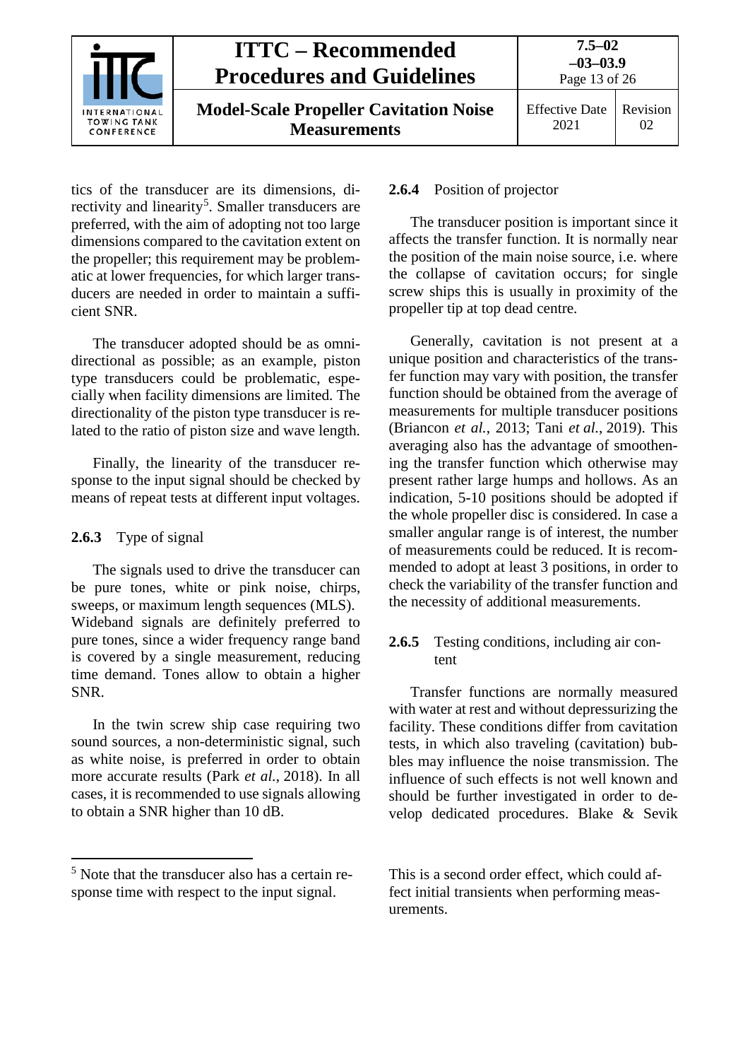tics of the transducer are its dimensions, directivity and linearity[5]. Smaller transducers are preferred, with the aim of adopting not too large dimensions compared to the cavitation extent on the propeller; this requirement may be problematic at lower frequencies, for which larger transducers are needed in order to maintain a sufficient SNR.

The transducer adopted should be as omnidirectional as possible; as an example, piston type transducers could be problematic, especially when facility dimensions are limited. The directionality of the piston type transducer is related to the ratio of piston size and wave length.

Finally, the linearity of the transducer response to the input signal should be checked by means of repeat tests at different input voltages.

### 2.6.3 Type of signal

The signals used to drive the transducer can be pure tones, white or pink noise, chirps, sweeps, or maximum length sequences (MLS). Wideband signals are definitely preferred to pure tones, since a wider frequency range band is covered by a single measurement, reducing time demand. Tones allow to obtain a higher SNR.

In the twin screw ship case requiring two sound sources, a non-deterministic signal, such as white noise, is preferred in order to obtain more accurate results (Park *et al.*, 2018). In all cases, it is recommended to use signals allowing to obtain a SNR higher than 10 dB.

### 2.6.4 Position of projector

The transducer position is important since it affects the transfer function. It is normally near the position of the main noise source, i.e. where the collapse of cavitation occurs; for single screw ships this is usually in proximity of the propeller tip at top dead centre.

Generally, cavitation is not present at a unique position and characteristics of the transfer function may vary with position, the transfer function should be obtained from the average of measurements for multiple transducer positions (Briancon *et al.*, 2013; Tani *et al.*, 2019). This averaging also has the advantage of smoothening the transfer function which otherwise may present rather large humps and hollows. As an indication, 5-10 positions should be adopted if the whole propeller disc is considered. In case a smaller angular range is of interest, the number of measurements could be reduced. It is recommended to adopt at least 3 positions, in order to check the variability of the transfer function and the necessity of additional measurements.

### 2.6.5 Testing conditions, including air content

Transfer functions are normally measured with water at rest and without depressurizing the facility. These conditions differ from cavitation tests, in which also traveling (cavitation) bubbles may influence the noise transmission. The influence of such effects is not well known and should be further investigated in order to develop dedicated procedures. Blake & Sevik

---

[5] Note that the transducer also has a certain response time with respect to the input signal. This is a second order effect, which could affect initial transients when performing measurements.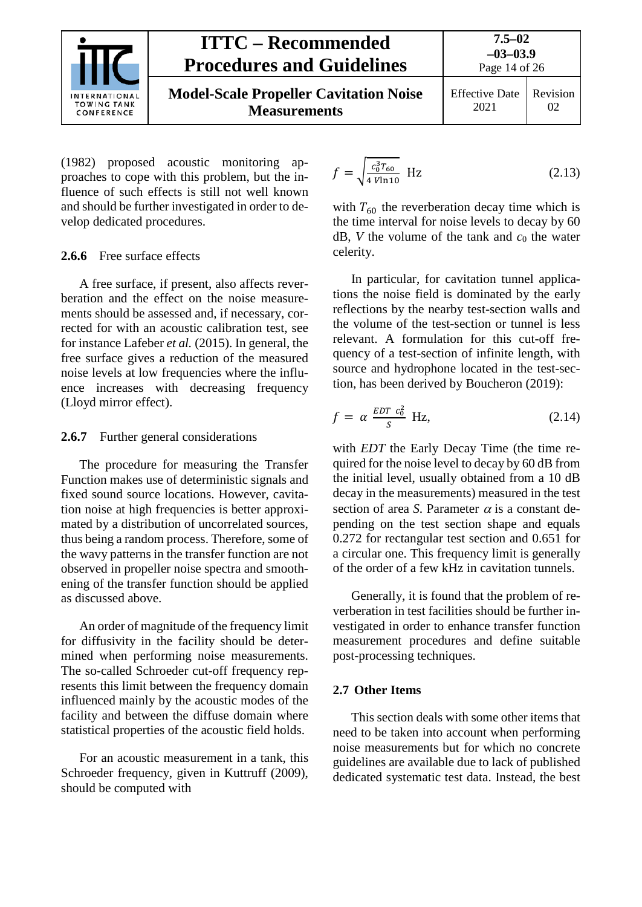(1982) proposed acoustic monitoring approaches to cope with this problem, but the influence of such effects is still not well known and should be further investigated in order to develop dedicated procedures.

### 2.6.6 Free surface effects

A free surface, if present, also affects reverberation and the effect on the noise measurements should be assessed and, if necessary, corrected for with an acoustic calibration test, see for instance Lafeber *et al.* (2015). In general, the free surface gives a reduction of the measured noise levels at low frequencies where the influence increases with decreasing frequency (Lloyd mirror effect).

### 2.6.7 Further general considerations

The procedure for measuring the Transfer Function makes use of deterministic signals and fixed sound source locations. However, cavitation noise at high frequencies is better approximated by a distribution of uncorrelated sources, thus being a random process. Therefore, some of the wavy patterns in the transfer function are not observed in propeller noise spectra and smoothening of the transfer function should be applied as discussed above.

An order of magnitude of the frequency limit for diffusivity in the facility should be determined when performing noise measurements. The so-called Schroeder cut-off frequency represents this limit between the frequency domain influenced mainly by the acoustic modes of the facility and between the diffuse domain where statistical properties of the acoustic field holds.

For an acoustic measurement in a tank, this Schroeder frequency, given in Kuttruff (2009), should be computed with

$$f = \sqrt{\frac{c_0^3 T_{60}}{4\,V \ln 10}}\ \text{Hz} \tag{2.13}$$

with $T_{60}$ the reverberation decay time which is the time interval for noise levels to decay by 60 dB, $V$ the volume of the tank and $c_0$ the water celerity.

In particular, for cavitation tunnel applications the noise field is dominated by the early reflections by the nearby test-section walls and the volume of the test-section or tunnel is less relevant. A formulation for this cut-off frequency of a test-section of infinite length, with source and hydrophone located in the test-section, has been derived by Boucheron (2019):

$$f = \alpha\,\frac{EDT\ c_0^2}{S}\ \text{Hz}, \tag{2.14}$$

with *EDT* the Early Decay Time (the time required for the noise level to decay by 60 dB from the initial level, usually obtained from a 10 dB decay in the measurements) measured in the test section of area $S$. Parameter $\alpha$ is a constant depending on the test section shape and equals 0.272 for rectangular test section and 0.651 for a circular one. This frequency limit is generally of the order of a few kHz in cavitation tunnels.

Generally, it is found that the problem of reverberation in test facilities should be further investigated in order to enhance transfer function measurement procedures and define suitable post-processing techniques.

## 2.7 Other Items

This section deals with some other items that need to be taken into account when performing noise measurements but for which no concrete guidelines are available due to lack of published dedicated systematic test data. Instead, the best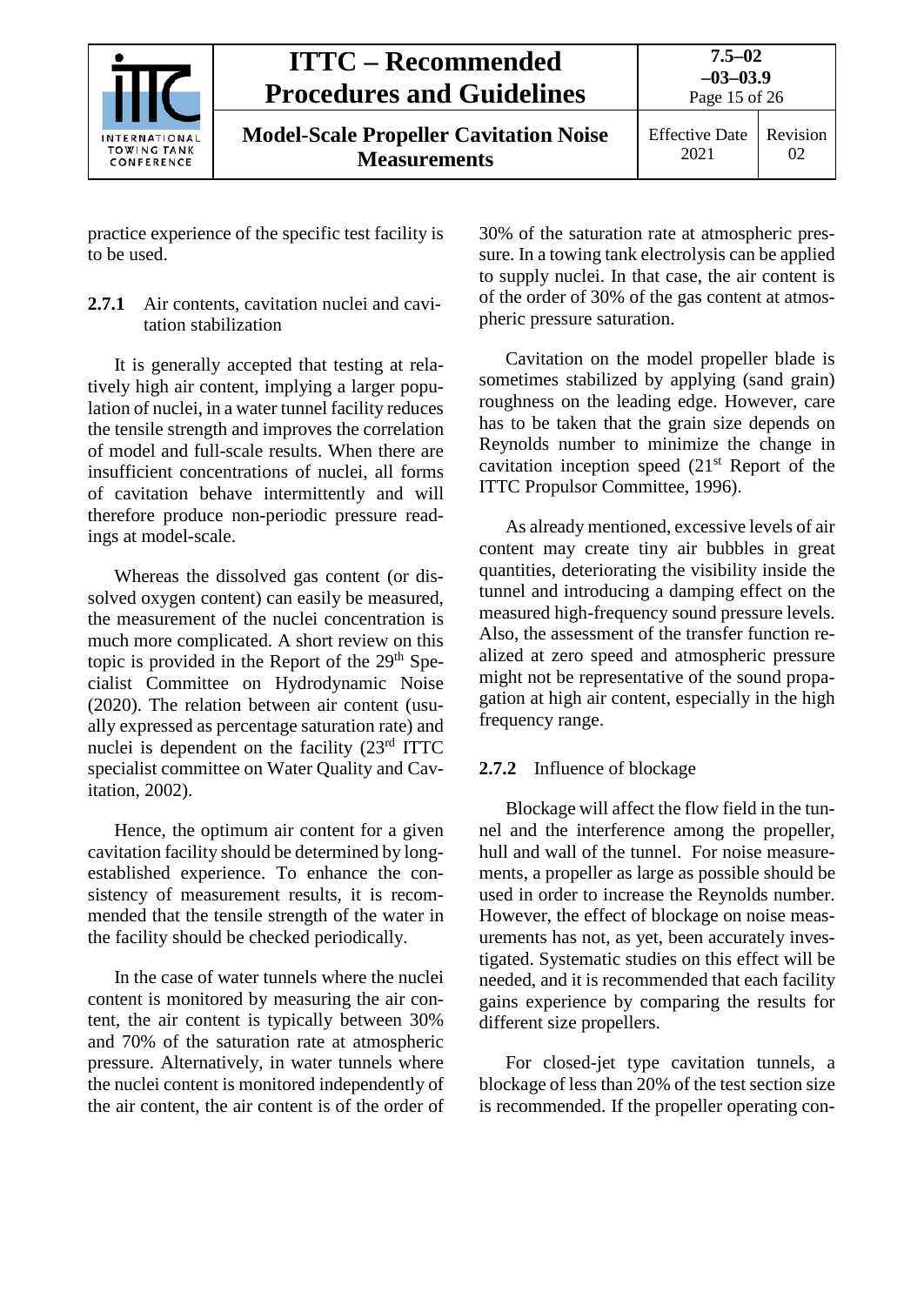practice experience of the specific test facility is to be used.

### 2.7.1 Air contents, cavitation nuclei and cavitation stabilization

It is generally accepted that testing at relatively high air content, implying a larger population of nuclei, in a water tunnel facility reduces the tensile strength and improves the correlation of model and full-scale results. When there are insufficient concentrations of nuclei, all forms of cavitation behave intermittently and will therefore produce non-periodic pressure readings at model-scale.

Whereas the dissolved gas content (or dissolved oxygen content) can easily be measured, the measurement of the nuclei concentration is much more complicated. A short review on this topic is provided in the Report of the 29th Specialist Committee on Hydrodynamic Noise (2020). The relation between air content (usually expressed as percentage saturation rate) and nuclei is dependent on the facility (23rd ITTC specialist committee on Water Quality and Cavitation, 2002).

Hence, the optimum air content for a given cavitation facility should be determined by long-established experience. To enhance the consistency of measurement results, it is recommended that the tensile strength of the water in the facility should be checked periodically.

In the case of water tunnels where the nuclei content is monitored by measuring the air content, the air content is typically between 30% and 70% of the saturation rate at atmospheric pressure. Alternatively, in water tunnels where the nuclei content is monitored independently of the air content, the air content is of the order of 30% of the saturation rate at atmospheric pressure. In a towing tank electrolysis can be applied to supply nuclei. In that case, the air content is of the order of 30% of the gas content at atmospheric pressure saturation.

Cavitation on the model propeller blade is sometimes stabilized by applying (sand grain) roughness on the leading edge. However, care has to be taken that the grain size depends on Reynolds number to minimize the change in cavitation inception speed (21st Report of the ITTC Propulsor Committee, 1996).

As already mentioned, excessive levels of air content may create tiny air bubbles in great quantities, deteriorating the visibility inside the tunnel and introducing a damping effect on the measured high-frequency sound pressure levels. Also, the assessment of the transfer function realized at zero speed and atmospheric pressure might not be representative of the sound propagation at high air content, especially in the high frequency range.

### 2.7.2 Influence of blockage

Blockage will affect the flow field in the tunnel and the interference among the propeller, hull and wall of the tunnel. For noise measurements, a propeller as large as possible should be used in order to increase the Reynolds number. However, the effect of blockage on noise measurements has not, as yet, been accurately investigated. Systematic studies on this effect will be needed, and it is recommended that each facility gains experience by comparing the results for different size propellers.

For closed-jet type cavitation tunnels, a blockage of less than 20% of the test section size is recommended. If the propeller operating con-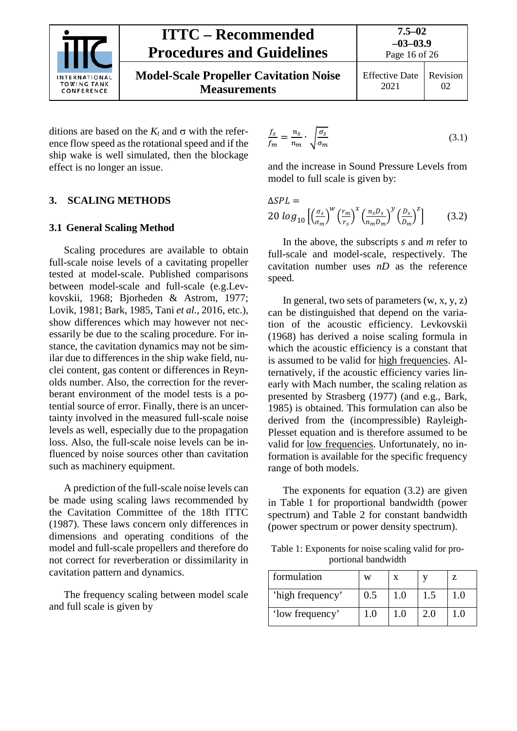ditions are based on the $K_t$ and σ with the reference flow speed as the rotational speed and if the ship wake is well simulated, then the blockage effect is no longer an issue.

## 3. SCALING METHODS

### 3.1 General Scaling Method

Scaling procedures are available to obtain full-scale noise levels of a cavitating propeller tested at model-scale. Published comparisons between model-scale and full-scale (e.g.Levkovskii, 1968; Bjorheden & Astrom, 1977; Lovik, 1981; Bark, 1985, Tani *et al.*, 2016, etc.), show differences which may however not necessarily be due to the scaling procedure. For instance, the cavitation dynamics may not be similar due to differences in the ship wake field, nuclei content, gas content or differences in Reynolds number. Also, the correction for the reverberant environment of the model tests is a potential source of error. Finally, there is an uncertainty involved in the measured full-scale noise levels as well, especially due to the propagation loss. Also, the full-scale noise levels can be influenced by noise sources other than cavitation such as machinery equipment.

A prediction of the full-scale noise levels can be made using scaling laws recommended by the Cavitation Committee of the 18th ITTC (1987). These laws concern only differences in dimensions and operating conditions of the model and full-scale propellers and therefore do not correct for reverberation or dissimilarity in cavitation pattern and dynamics.

The frequency scaling between model scale and full scale is given by

$$\frac{f_s}{f_m} = \frac{n_s}{n_m} \cdot \sqrt{\frac{\sigma_s}{\sigma_m}} \tag{3.1}$$

and the increase in Sound Pressure Levels from model to full scale is given by:

$$\Delta SPL = 20\, log_{10}\left[\left(\frac{\sigma_s}{\sigma_m}\right)^w \left(\frac{r_m}{r_s}\right)^x \left(\frac{n_s D_s}{n_m D_m}\right)^y \left(\frac{D_s}{D_m}\right)^z\right] \tag{3.2}$$

In the above, the subscripts *s* and *m* refer to full-scale and model-scale, respectively. The cavitation number uses *nD* as the reference speed.

In general, two sets of parameters (w, x, y, z) can be distinguished that depend on the variation of the acoustic efficiency. Levkovskii (1968) has derived a noise scaling formula in which the acoustic efficiency is a constant that is assumed to be valid for high frequencies. Alternatively, if the acoustic efficiency varies linearly with Mach number, the scaling relation as presented by Strasberg (1977) (and e.g., Bark, 1985) is obtained. This formulation can also be derived from the (incompressible) Rayleigh-Plesset equation and is therefore assumed to be valid for low frequencies. Unfortunately, no information is available for the specific frequency range of both models.

The exponents for equation (3.2) are given in Table 1 for proportional bandwidth (power spectrum) and Table 2 for constant bandwidth (power spectrum or power density spectrum).

Table 1: Exponents for noise scaling valid for proportional bandwidth

| formulation | w | x | y | z |
|---|---|---|---|---|
| 'high frequency' | 0.5 | 1.0 | 1.5 | 1.0 |
| 'low frequency' | 1.0 | 1.0 | 2.0 | 1.0 |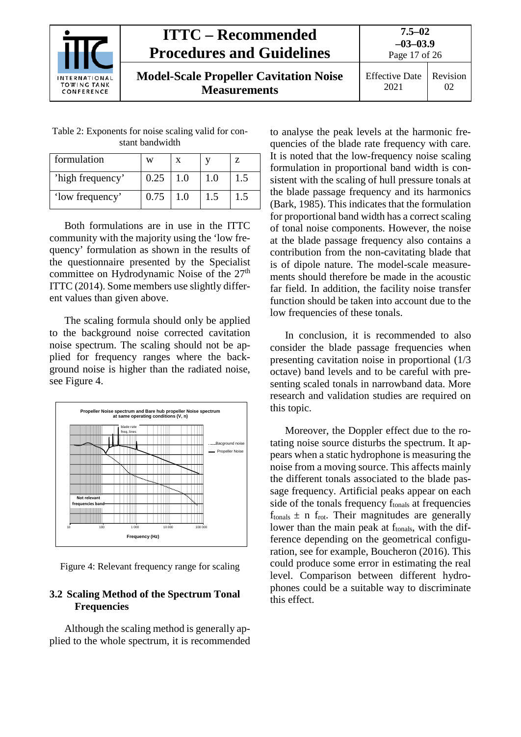Table 2: Exponents for noise scaling valid for constant bandwidth

| formulation | w | x | y | z |
|---|---|---|---|---|
| 'high frequency' | 0.25 | 1.0 | 1.0 | 1.5 |
| 'low frequency' | 0.75 | 1.0 | 1.5 | 1.5 |

Both formulations are in use in the ITTC community with the majority using the 'low frequency' formulation as shown in the results of the questionnaire presented by the Specialist committee on Hydrodynamic Noise of the 27th ITTC (2014). Some members use slightly different values than given above.

The scaling formula should only be applied to the background noise corrected cavitation noise spectrum. The scaling should not be applied for frequency ranges where the background noise is higher than the radiated noise, see Figure 4.

Figure 4: Relevant frequency range for scaling

## 3.2 Scaling Method of the Spectrum Tonal Frequencies

Although the scaling method is generally applied to the whole spectrum, it is recommended to analyse the peak levels at the harmonic frequencies of the blade rate frequency with care. It is noted that the low-frequency noise scaling formulation in proportional band width is consistent with the scaling of hull pressure tonals at the blade passage frequency and its harmonics (Bark, 1985). This indicates that the formulation for proportional band width has a correct scaling of tonal noise components. However, the noise at the blade passage frequency also contains a contribution from the non-cavitating blade that is of dipole nature. The model-scale measurements should therefore be made in the acoustic far field. In addition, the facility noise transfer function should be taken into account due to the low frequencies of these tonals.

In conclusion, it is recommended to also consider the blade passage frequencies when presenting cavitation noise in proportional (1/3 octave) band levels and to be careful with presenting scaled tonals in narrowband data. More research and validation studies are required on this topic.

Moreover, the Doppler effect due to the rotating noise source disturbs the spectrum. It appears when a static hydrophone is measuring the noise from a moving source. This affects mainly the different tonals associated to the blade passage frequency. Artificial peaks appear on each side of the tonals frequency $f_{tonals}$ at frequencies $f_{tonals} \pm n\ f_{rot}$. Their magnitudes are generally lower than the main peak at $f_{tonals}$, with the difference depending on the geometrical configuration, see for example, Boucheron (2016). This could produce some error in estimating the real level. Comparison between different hydrophones could be a suitable way to discriminate this effect.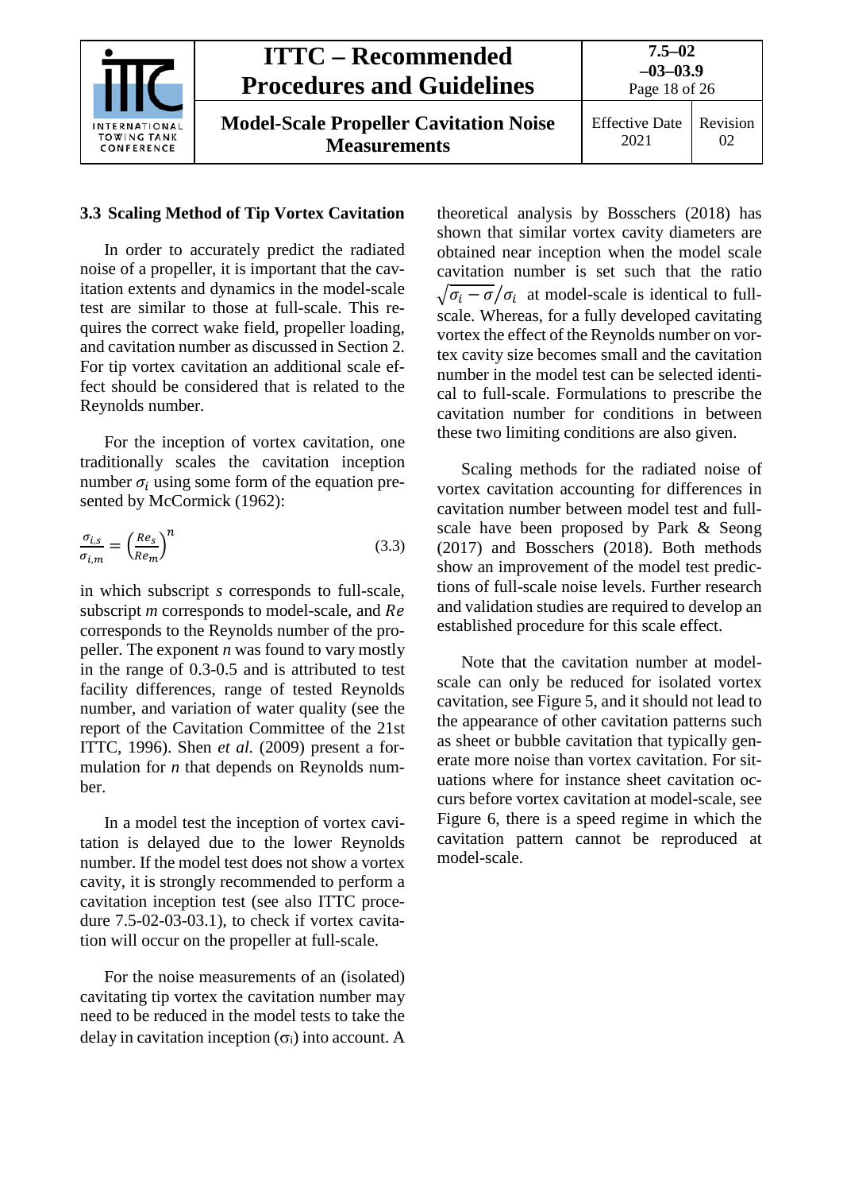### 3.3 Scaling Method of Tip Vortex Cavitation

In order to accurately predict the radiated noise of a propeller, it is important that the cavitation extents and dynamics in the model-scale test are similar to those at full-scale. This requires the correct wake field, propeller loading, and cavitation number as discussed in Section 2. For tip vortex cavitation an additional scale effect should be considered that is related to the Reynolds number.

For the inception of vortex cavitation, one traditionally scales the cavitation inception number $\sigma_i$ using some form of the equation presented by McCormick (1962):

$$\frac{\sigma_{i,s}}{\sigma_{i,m}} = \left(\frac{Re_s}{Re_m}\right)^n \tag{3.3}$$

in which subscript *s* corresponds to full-scale, subscript *m* corresponds to model-scale, and $Re$ corresponds to the Reynolds number of the propeller. The exponent *n* was found to vary mostly in the range of 0.3-0.5 and is attributed to test facility differences, range of tested Reynolds number, and variation of water quality (see the report of the Cavitation Committee of the 21st ITTC, 1996). Shen *et al.* (2009) present a formulation for *n* that depends on Reynolds number.

In a model test the inception of vortex cavitation is delayed due to the lower Reynolds number. If the model test does not show a vortex cavity, it is strongly recommended to perform a cavitation inception test (see also ITTC procedure 7.5-02-03-03.1), to check if vortex cavitation will occur on the propeller at full-scale.

For the noise measurements of an (isolated) cavitating tip vortex the cavitation number may need to be reduced in the model tests to take the delay in cavitation inception ($\sigma_i$) into account. A theoretical analysis by Bosschers (2018) has shown that similar vortex cavity diameters are obtained near inception when the model scale cavitation number is set such that the ratio $\sqrt{\sigma_i - \sigma}/\sigma_i$ at model-scale is identical to full-scale. Whereas, for a fully developed cavitating vortex the effect of the Reynolds number on vortex cavity size becomes small and the cavitation number in the model test can be selected identical to full-scale. Formulations to prescribe the cavitation number for conditions in between these two limiting conditions are also given.

Scaling methods for the radiated noise of vortex cavitation accounting for differences in cavitation number between model test and full-scale have been proposed by Park & Seong (2017) and Bosschers (2018). Both methods show an improvement of the model test predictions of full-scale noise levels. Further research and validation studies are required to develop an established procedure for this scale effect.

Note that the cavitation number at model-scale can only be reduced for isolated vortex cavitation, see Figure 5, and it should not lead to the appearance of other cavitation patterns such as sheet or bubble cavitation that typically generate more noise than vortex cavitation. For situations where for instance sheet cavitation occurs before vortex cavitation at model-scale, see Figure 6, there is a speed regime in which the cavitation pattern cannot be reproduced at model-scale.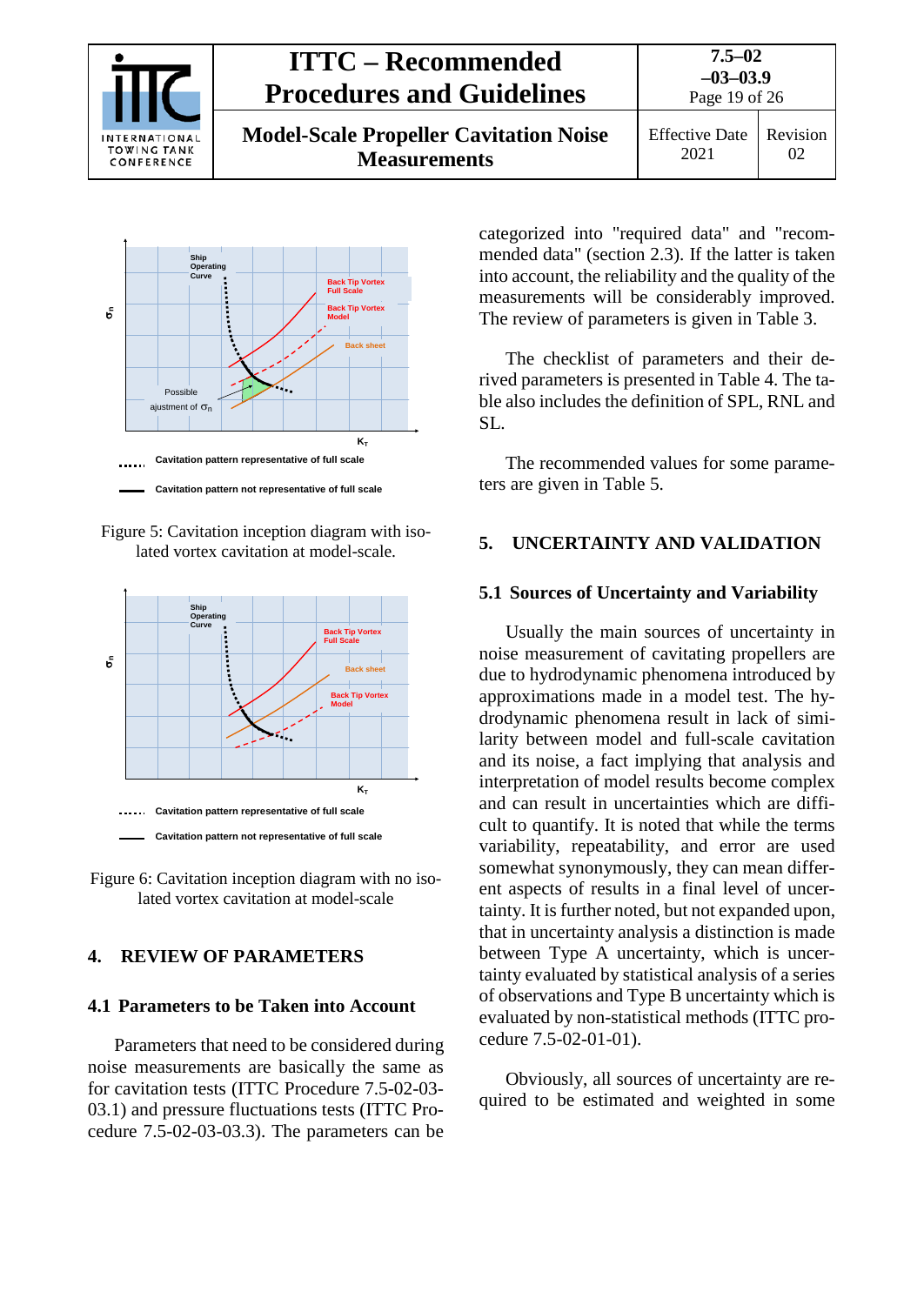Figure 5: Cavitation inception diagram with isolated vortex cavitation at model-scale.

Figure 6: Cavitation inception diagram with no isolated vortex cavitation at model-scale

## 4. REVIEW OF PARAMETERS

### 4.1 Parameters to be Taken into Account

Parameters that need to be considered during noise measurements are basically the same as for cavitation tests (ITTC Procedure 7.5-02-03-03.1) and pressure fluctuations tests (ITTC Procedure 7.5-02-03-03.3). The parameters can be categorized into "required data" and "recommended data" (section 2.3). If the latter is taken into account, the reliability and the quality of the measurements will be considerably improved. The review of parameters is given in Table 3.

The checklist of parameters and their derived parameters is presented in Table 4. The table also includes the definition of SPL, RNL and SL.

The recommended values for some parameters are given in Table 5.

## 5. UNCERTAINTY AND VALIDATION

### 5.1 Sources of Uncertainty and Variability

Usually the main sources of uncertainty in noise measurement of cavitating propellers are due to hydrodynamic phenomena introduced by approximations made in a model test. The hydrodynamic phenomena result in lack of similarity between model and full-scale cavitation and its noise, a fact implying that analysis and interpretation of model results become complex and can result in uncertainties which are difficult to quantify. It is noted that while the terms variability, repeatability, and error are used somewhat synonymously, they can mean different aspects of results in a final level of uncertainty. It is further noted, but not expanded upon, that in uncertainty analysis a distinction is made between Type A uncertainty, which is uncertainty evaluated by statistical analysis of a series of observations and Type B uncertainty which is evaluated by non-statistical methods (ITTC procedure 7.5-02-01-01).

Obviously, all sources of uncertainty are required to be estimated and weighted in some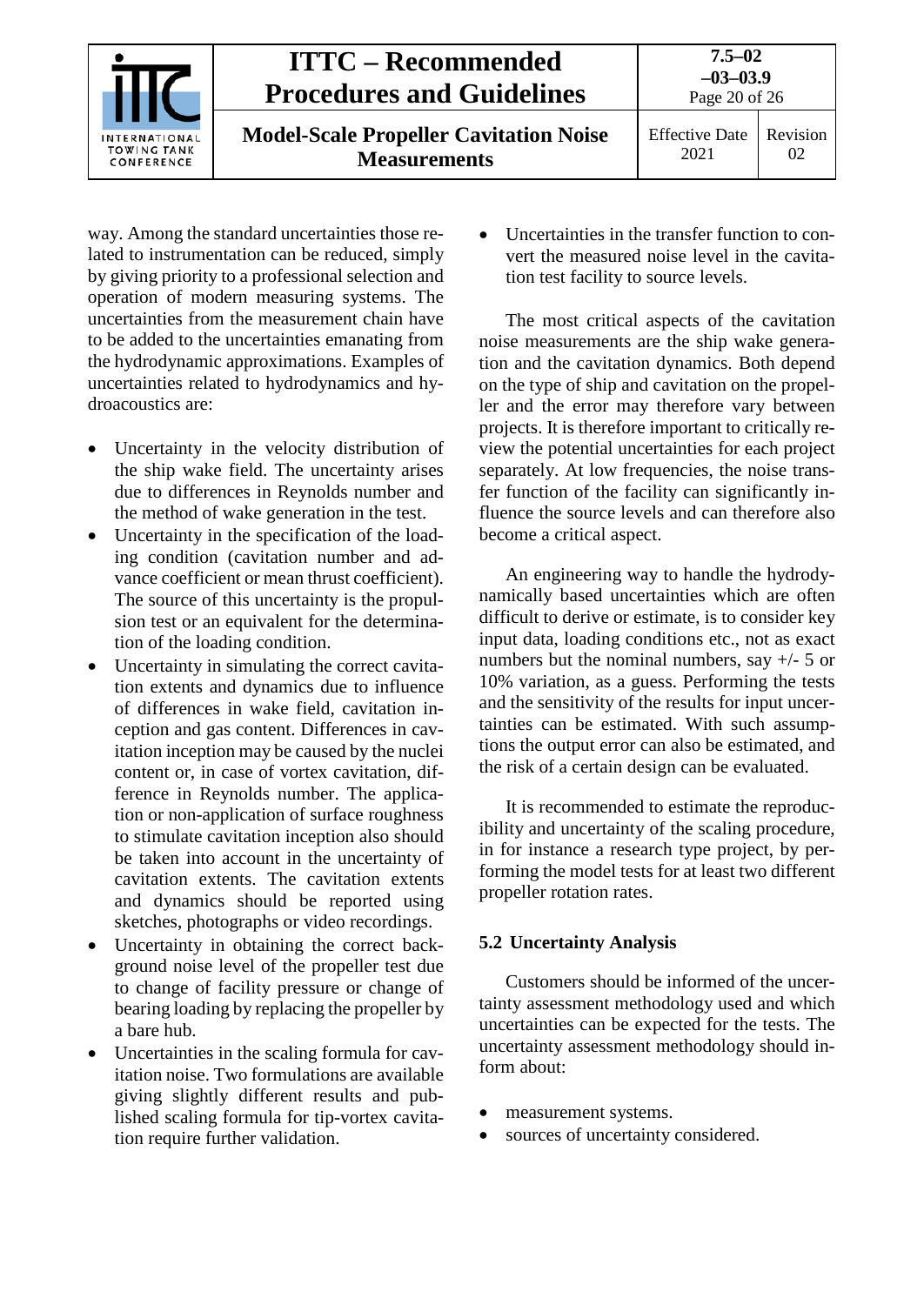way. Among the standard uncertainties those related to instrumentation can be reduced, simply by giving priority to a professional selection and operation of modern measuring systems. The uncertainties from the measurement chain have to be added to the uncertainties emanating from the hydrodynamic approximations. Examples of uncertainties related to hydrodynamics and hydroacoustics are:

- Uncertainty in the velocity distribution of the ship wake field. The uncertainty arises due to differences in Reynolds number and the method of wake generation in the test.
- Uncertainty in the specification of the loading condition (cavitation number and advance coefficient or mean thrust coefficient). The source of this uncertainty is the propulsion test or an equivalent for the determination of the loading condition.
- Uncertainty in simulating the correct cavitation extents and dynamics due to influence of differences in wake field, cavitation inception and gas content. Differences in cavitation inception may be caused by the nuclei content or, in case of vortex cavitation, difference in Reynolds number. The application or non-application of surface roughness to stimulate cavitation inception also should be taken into account in the uncertainty of cavitation extents. The cavitation extents and dynamics should be reported using sketches, photographs or video recordings.
- Uncertainty in obtaining the correct background noise level of the propeller test due to change of facility pressure or change of bearing loading by replacing the propeller by a bare hub.
- Uncertainties in the scaling formula for cavitation noise. Two formulations are available giving slightly different results and published scaling formula for tip-vortex cavitation require further validation.
- Uncertainties in the transfer function to convert the measured noise level in the cavitation test facility to source levels.

The most critical aspects of the cavitation noise measurements are the ship wake generation and the cavitation dynamics. Both depend on the type of ship and cavitation on the propeller and the error may therefore vary between projects. It is therefore important to critically review the potential uncertainties for each project separately. At low frequencies, the noise transfer function of the facility can significantly influence the source levels and can therefore also become a critical aspect.

An engineering way to handle the hydrodynamically based uncertainties which are often difficult to derive or estimate, is to consider key input data, loading conditions etc., not as exact numbers but the nominal numbers, say +/- 5 or 10% variation, as a guess. Performing the tests and the sensitivity of the results for input uncertainties can be estimated. With such assumptions the output error can also be estimated, and the risk of a certain design can be evaluated.

It is recommended to estimate the reproducibility and uncertainty of the scaling procedure, in for instance a research type project, by performing the model tests for at least two different propeller rotation rates.

## 5.2 Uncertainty Analysis

Customers should be informed of the uncertainty assessment methodology used and which uncertainties can be expected for the tests. The uncertainty assessment methodology should inform about:

- measurement systems.
- sources of uncertainty considered.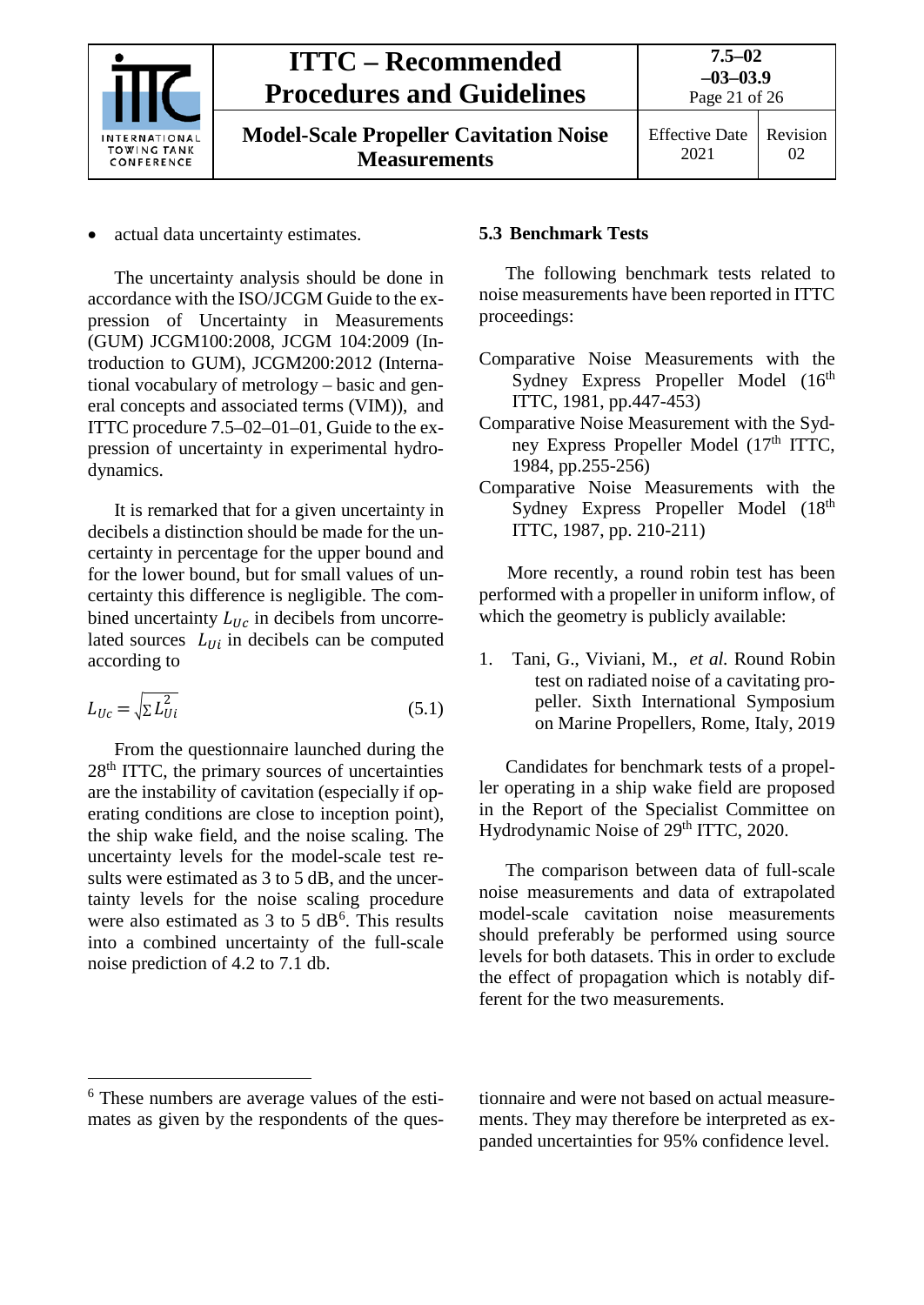- actual data uncertainty estimates.

The uncertainty analysis should be done in accordance with the ISO/JCGM Guide to the expression of Uncertainty in Measurements (GUM) JCGM100:2008, JCGM 104:2009 (Introduction to GUM), JCGM200:2012 (International vocabulary of metrology – basic and general concepts and associated terms (VIM)), and ITTC procedure 7.5–02–01–01, Guide to the expression of uncertainty in experimental hydrodynamics.

It is remarked that for a given uncertainty in decibels a distinction should be made for the uncertainty in percentage for the upper bound and for the lower bound, but for small values of uncertainty this difference is negligible. The combined uncertainty $L_{Uc}$ in decibels from uncorrelated sources $L_{Ui}$ in decibels can be computed according to

$$L_{Uc} = \sqrt{\sum L_{Ui}^2} \tag{5.1}$$

From the questionnaire launched during the 28th ITTC, the primary sources of uncertainties are the instability of cavitation (especially if operating conditions are close to inception point), the ship wake field, and the noise scaling. The uncertainty levels for the model-scale test results were estimated as 3 to 5 dB, and the uncertainty levels for the noise scaling procedure were also estimated as 3 to 5 dB[6]. This results into a combined uncertainty of the full-scale noise prediction of 4.2 to 7.1 db.

### 5.3 Benchmark Tests

The following benchmark tests related to noise measurements have been reported in ITTC proceedings:

Comparative Noise Measurements with the Sydney Express Propeller Model (16th ITTC, 1981, pp.447-453)

Comparative Noise Measurement with the Sydney Express Propeller Model (17th ITTC, 1984, pp.255-256)

Comparative Noise Measurements with the Sydney Express Propeller Model (18th ITTC, 1987, pp. 210-211)

More recently, a round robin test has been performed with a propeller in uniform inflow, of which the geometry is publicly available:

1. Tani, G., Viviani, M., *et al.* Round Robin test on radiated noise of a cavitating propeller. Sixth International Symposium on Marine Propellers, Rome, Italy, 2019

Candidates for benchmark tests of a propeller operating in a ship wake field are proposed in the Report of the Specialist Committee on Hydrodynamic Noise of 29th ITTC, 2020.

The comparison between data of full-scale noise measurements and data of extrapolated model-scale cavitation noise measurements should preferably be performed using source levels for both datasets. This in order to exclude the effect of propagation which is notably different for the two measurements.

---

[6] These numbers are average values of the estimates as given by the respondents of the questionnaire and were not based on actual measurements. They may therefore be interpreted as expanded uncertainties for 95% confidence level.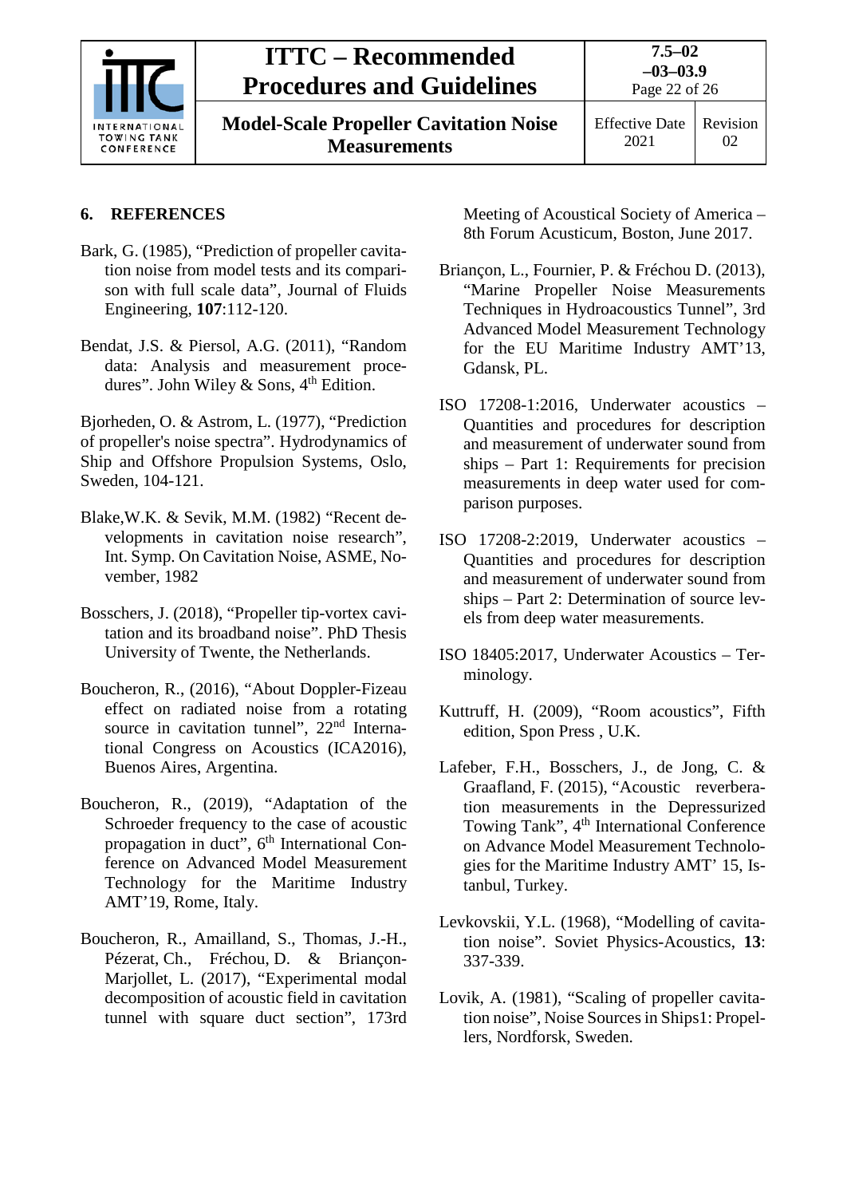## 6. REFERENCES

Bark, G. (1985), "Prediction of propeller cavitation noise from model tests and its comparison with full scale data", Journal of Fluids Engineering, **107**:112-120.

Bendat, J.S. & Piersol, A.G. (2011), "Random data: Analysis and measurement procedures". John Wiley & Sons, 4th Edition.

Bjorheden, O. & Astrom, L. (1977), "Prediction of propeller's noise spectra". Hydrodynamics of Ship and Offshore Propulsion Systems, Oslo, Sweden, 104-121.

Blake,W.K. & Sevik, M.M. (1982) "Recent developments in cavitation noise research", Int. Symp. On Cavitation Noise, ASME, November, 1982

Bosschers, J. (2018), "Propeller tip-vortex cavitation and its broadband noise". PhD Thesis University of Twente, the Netherlands.

Boucheron, R., (2016), "About Doppler-Fizeau effect on radiated noise from a rotating source in cavitation tunnel", 22nd International Congress on Acoustics (ICA2016), Buenos Aires, Argentina.

Boucheron, R., (2019), "Adaptation of the Schroeder frequency to the case of acoustic propagation in duct", 6th International Conference on Advanced Model Measurement Technology for the Maritime Industry AMT'19, Rome, Italy.

Boucheron, R., Amailland, S., Thomas, J.-H., Pézerat, Ch., Fréchou, D. & Briançon-Marjollet, L. (2017), "Experimental modal decomposition of acoustic field in cavitation tunnel with square duct section", 173rd Meeting of Acoustical Society of America – 8th Forum Acusticum, Boston, June 2017.

Briançon, L., Fournier, P. & Fréchou D. (2013), "Marine Propeller Noise Measurements Techniques in Hydroacoustics Tunnel", 3rd Advanced Model Measurement Technology for the EU Maritime Industry AMT'13, Gdansk, PL.

ISO 17208-1:2016, Underwater acoustics – Quantities and procedures for description and measurement of underwater sound from ships – Part 1: Requirements for precision measurements in deep water used for comparison purposes.

ISO 17208-2:2019, Underwater acoustics – Quantities and procedures for description and measurement of underwater sound from ships – Part 2: Determination of source levels from deep water measurements.

ISO 18405:2017, Underwater Acoustics – Terminology.

Kuttruff, H. (2009), "Room acoustics", Fifth edition, Spon Press , U.K.

Lafeber, F.H., Bosschers, J., de Jong, C. & Graafland, F. (2015), "Acoustic reverberation measurements in the Depressurized Towing Tank", 4th International Conference on Advance Model Measurement Technologies for the Maritime Industry AMT' 15, Istanbul, Turkey.

Levkovskii, Y.L. (1968), "Modelling of cavitation noise". Soviet Physics-Acoustics, **13**: 337-339.

Lovik, A. (1981), "Scaling of propeller cavitation noise", Noise Sources in Ships1: Propellers, Nordforsk, Sweden.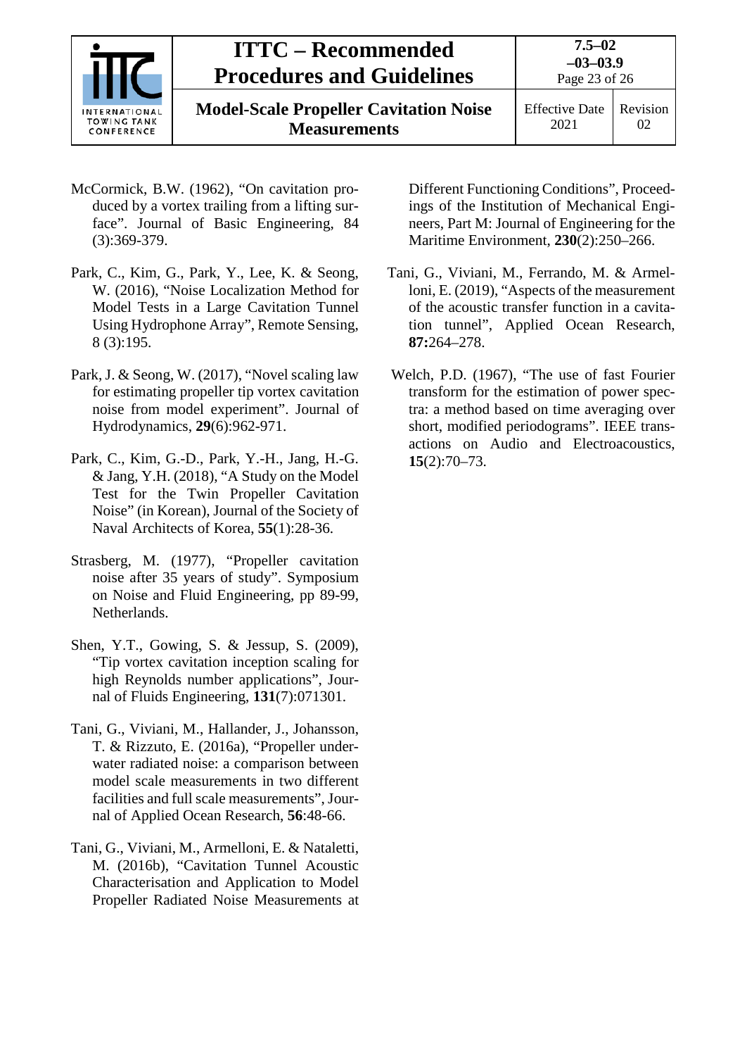McCormick, B.W. (1962), "On cavitation produced by a vortex trailing from a lifting surface". Journal of Basic Engineering, 84 (3):369-379.

Park, C., Kim, G., Park, Y., Lee, K. & Seong, W. (2016), "Noise Localization Method for Model Tests in a Large Cavitation Tunnel Using Hydrophone Array", Remote Sensing, 8 (3):195.

Park, J. & Seong, W. (2017), "Novel scaling law for estimating propeller tip vortex cavitation noise from model experiment". Journal of Hydrodynamics, **29**(6):962-971.

Park, C., Kim, G.-D., Park, Y.-H., Jang, H.-G. & Jang, Y.H. (2018), "A Study on the Model Test for the Twin Propeller Cavitation Noise" (in Korean), Journal of the Society of Naval Architects of Korea, **55**(1):28-36.

Strasberg, M. (1977), "Propeller cavitation noise after 35 years of study". Symposium on Noise and Fluid Engineering, pp 89-99, Netherlands.

Shen, Y.T., Gowing, S. & Jessup, S. (2009), "Tip vortex cavitation inception scaling for high Reynolds number applications", Journal of Fluids Engineering, **131**(7):071301.

Tani, G., Viviani, M., Hallander, J., Johansson, T. & Rizzuto, E. (2016a), "Propeller underwater radiated noise: a comparison between model scale measurements in two different facilities and full scale measurements", Journal of Applied Ocean Research, **56**:48-66.

Tani, G., Viviani, M., Armelloni, E. & Nataletti, M. (2016b), "Cavitation Tunnel Acoustic Characterisation and Application to Model Propeller Radiated Noise Measurements at Different Functioning Conditions", Proceedings of the Institution of Mechanical Engineers, Part M: Journal of Engineering for the Maritime Environment, **230**(2):250–266.

Tani, G., Viviani, M., Ferrando, M. & Armelloni, E. (2019), "Aspects of the measurement of the acoustic transfer function in a cavitation tunnel", Applied Ocean Research, **87:**264–278.

Welch, P.D. (1967), "The use of fast Fourier transform for the estimation of power spectra: a method based on time averaging over short, modified periodograms". IEEE transactions on Audio and Electroacoustics, **15**(2):70–73.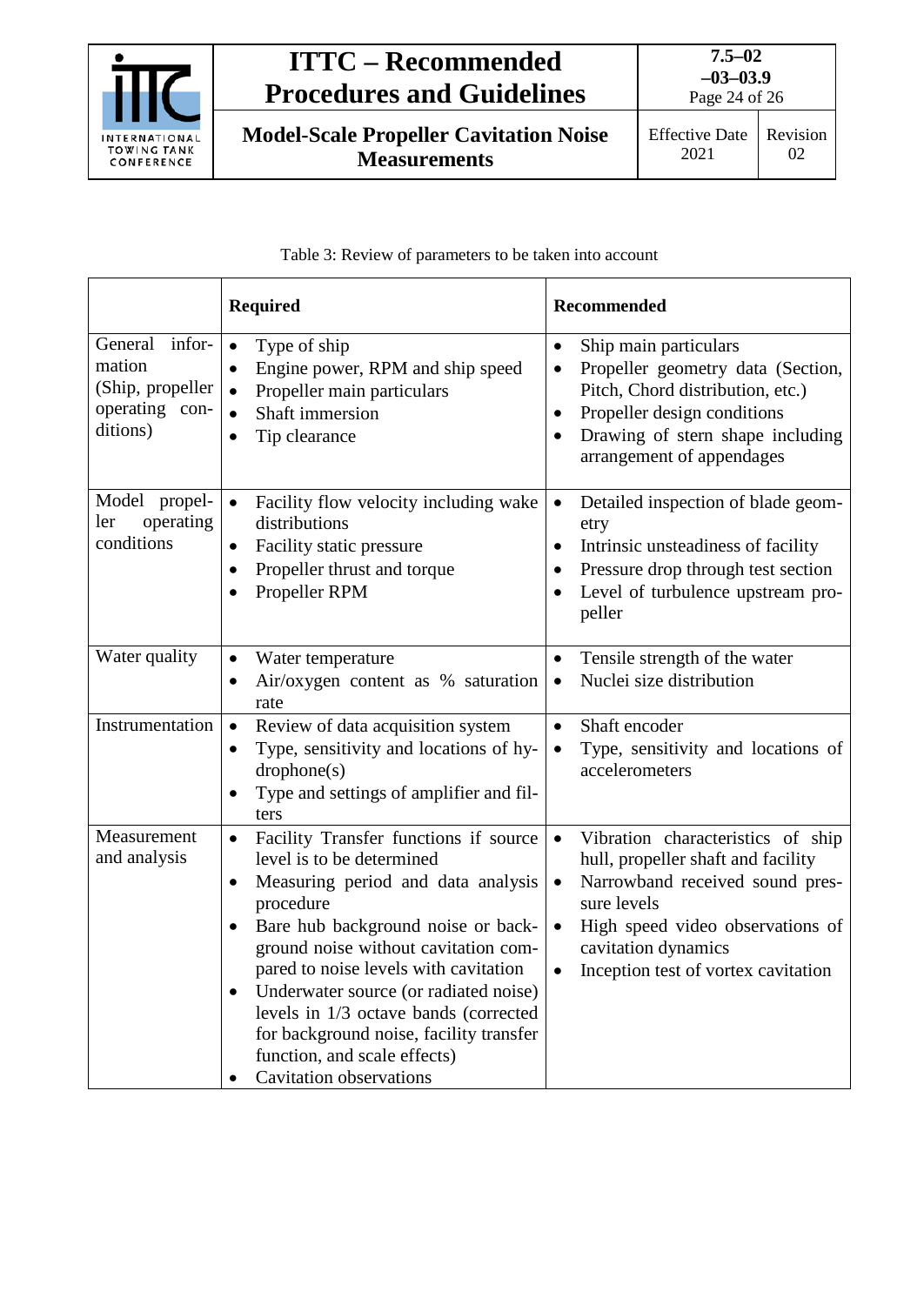Table 3: Review of parameters to be taken into account

| | **Required** | **Recommended** |
|---|---|---|
| General information (Ship, propeller operating conditions) | • Type of ship<br>• Engine power, RPM and ship speed<br>• Propeller main particulars<br>• Shaft immersion<br>• Tip clearance | • Ship main particulars<br>• Propeller geometry data (Section, Pitch, Chord distribution, etc.)<br>• Propeller design conditions<br>• Drawing of stern shape including arrangement of appendages |
| Model propeller operating conditions | • Facility flow velocity including wake distributions<br>• Facility static pressure<br>• Propeller thrust and torque<br>• Propeller RPM | • Detailed inspection of blade geometry<br>• Intrinsic unsteadiness of facility<br>• Pressure drop through test section<br>• Level of turbulence upstream propeller |
| Water quality | • Water temperature<br>• Air/oxygen content as % saturation rate | • Tensile strength of the water<br>• Nuclei size distribution |
| Instrumentation | • Review of data acquisition system<br>• Type, sensitivity and locations of hydrophone(s)<br>• Type and settings of amplifier and filters | • Shaft encoder<br>• Type, sensitivity and locations of accelerometers |
| Measurement and analysis | • Facility Transfer functions if source level is to be determined<br>• Measuring period and data analysis procedure<br>• Bare hub background noise or background noise without cavitation compared to noise levels with cavitation<br>• Underwater source (or radiated noise) levels in 1/3 octave bands (corrected for background noise, facility transfer function, and scale effects)<br>• Cavitation observations | • Vibration characteristics of ship hull, propeller shaft and facility<br>• Narrowband received sound pressure levels<br>• High speed video observations of cavitation dynamics<br>• Inception test of vortex cavitation |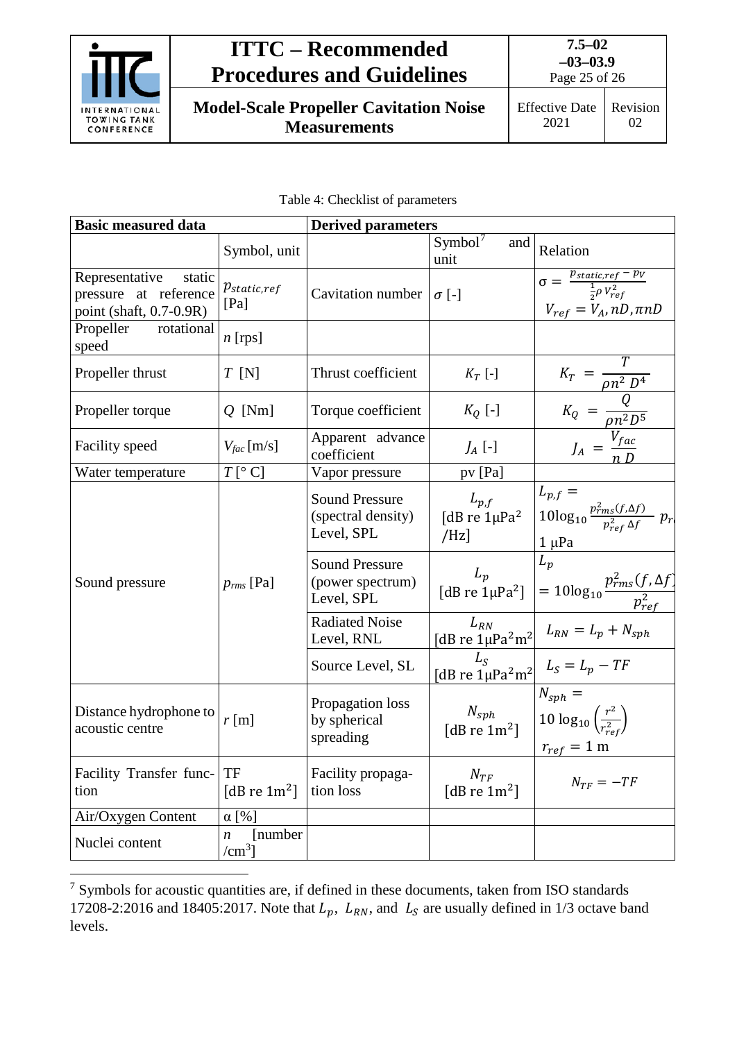Table 4: Checklist of parameters

| Basic measured data | | Derived parameters | | |
|---|---|---|---|---|
| | Symbol, unit | | Symbol[7] and unit | Relation |
| Representative static pressure at reference point (shaft, 0.7-0.9R) | $p_{static,ref}$ [Pa] | Cavitation number | $\sigma$ [-] | $\sigma = \frac{p_{static,ref} - p_V}{\frac{1}{2}\rho V_{ref}^2}$ $V_{ref} = V_A, nD, \pi nD$ |
| Propeller rotational speed | $n$ [rps] | | | |
| Propeller thrust | $T$ [N] | Thrust coefficient | $K_T$ [-] | $K_T = \frac{T}{\rho n^2 D^4}$ |
| Propeller torque | $Q$ [Nm] | Torque coefficient | $K_Q$ [-] | $K_Q = \frac{Q}{\rho n^2 D^5}$ |
| Facility speed | $V_{fac}$ [m/s] | Apparent advance coefficient | $J_A$ [-] | $J_A = \frac{V_{fac}}{n\,D}$ |
| Water temperature | $T$ [° C] | Vapor pressure | pv [Pa] | |
| Sound pressure | $p_{rms}$ [Pa] | Sound Pressure (spectral density) Level, SPL | $L_{p,f}$ [dB re 1μPa$^2$/Hz] | $L_{p,f} = 10\log_{10}\frac{p_{rms}^2(f,\Delta f)}{p_{ref}^2\,\Delta f}$ $p_r$ 1 μPa |
| | | Sound Pressure (power spectrum) Level, SPL | $L_p$ [dB re 1μPa$^2$] | $L_p = 10\log_{10}\frac{p_{rms}^2(f,\Delta f)}{p_{ref}^2}$ |
| | | Radiated Noise Level, RNL | $L_{RN}$ [dB re 1μPa$^2$m$^2$] | $L_{RN} = L_p + N_{sph}$ |
| | | Source Level, SL | $L_S$ [dB re 1μPa$^2$m$^2$] | $L_S = L_p - TF$ |
| Distance hydrophone to acoustic centre | $r$ [m] | Propagation loss by spherical spreading | $N_{sph}$ [dB re 1m$^2$] | $N_{sph} = 10\log_{10}\left(\frac{r^2}{r_{ref}^2}\right)$ $r_{ref} = 1$ m |
| Facility Transfer function | TF [dB re 1m$^2$] | Facility propagation loss | $N_{TF}$ [dB re 1m$^2$] | $N_{TF} = -TF$ |
| Air/Oxygen Content | α [%] | | | |
| Nuclei content | $n$ [number /cm$^3$] | | | |

[7] Symbols for acoustic quantities are, if defined in these documents, taken from ISO standards 17208-2:2016 and 18405:2017. Note that $L_p$, $L_{RN}$, and $L_S$ are usually defined in 1/3 octave band levels.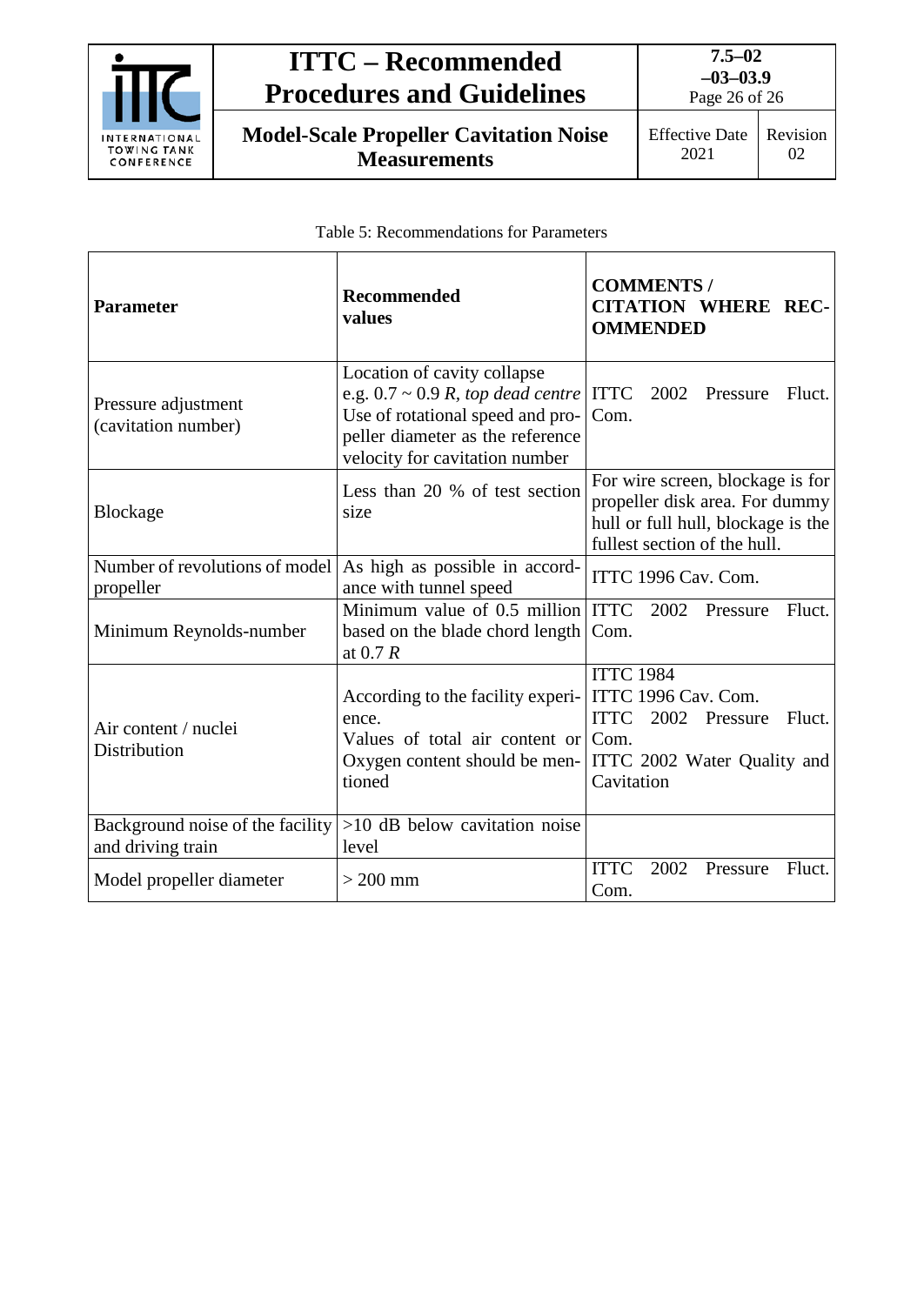Table 5: Recommendations for Parameters

| **Parameter** | **Recommended values** | **COMMENTS / CITATION WHERE RECOMMENDED** |
|---|---|---|
| Pressure adjustment (cavitation number) | Location of cavity collapse e.g. 0.7 ~ 0.9 *R*, *top dead centre* Use of rotational speed and propeller diameter as the reference velocity for cavitation number | ITTC 2002 Pressure Fluct. Com. |
| Blockage | Less than 20 % of test section size | For wire screen, blockage is for propeller disk area. For dummy hull or full hull, blockage is the fullest section of the hull. |
| Number of revolutions of model propeller | As high as possible in accordance with tunnel speed | ITTC 1996 Cav. Com. |
| Minimum Reynolds-number | Minimum value of 0.5 million based on the blade chord length at 0.7 *R* | ITTC 2002 Pressure Fluct. Com. |
| Air content / nuclei Distribution | According to the facility experience. Values of total air content or Oxygen content should be mentioned | ITTC 1984<br>ITTC 1996 Cav. Com.<br>ITTC 2002 Pressure Fluct. Com.<br>ITTC 2002 Water Quality and Cavitation |
| Background noise of the facility and driving train | >10 dB below cavitation noise level | |
| Model propeller diameter | > 200 mm | ITTC 2002 Pressure Fluct. Com. |